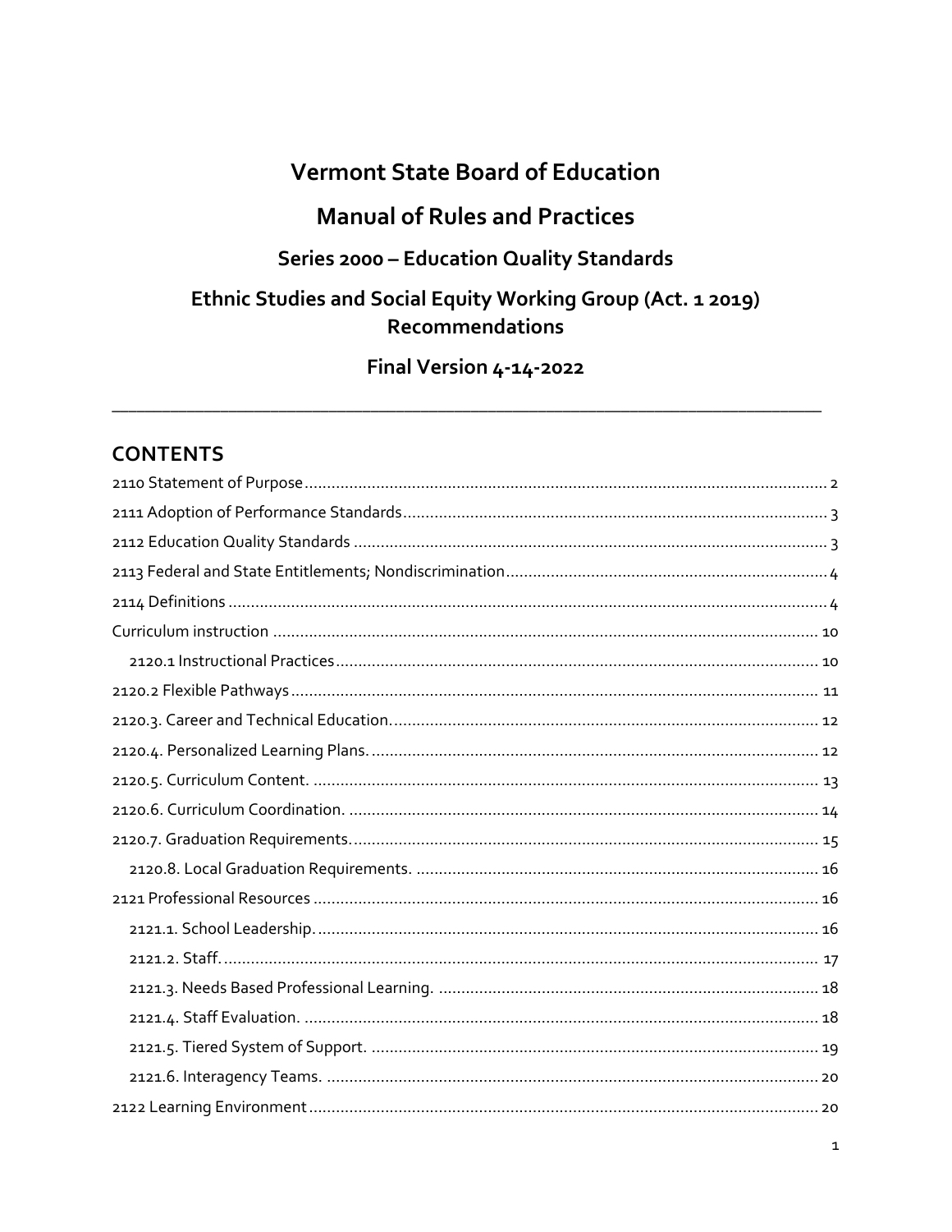# Vermont State Board of Education

## Manual of Rules and Practices

### Series 2000 – Education Quality Standards

### Ethnic Studies and Social Equity Working Group (Act. 1 2019) Recommendations

### Final Version 4-14-2022

---

## CONTENTS

2110 Statement of Purpose .......... 2
2111 Adoption of Performance Standards .......... 3
2112 Education Quality Standards .......... 3
2113 Federal and State Entitlements; Nondiscrimination .......... 4
2114 Definitions .......... 4
Curriculum instruction .......... 10
- 2120.1 Instructional Practices .......... 10

2120.2 Flexible Pathways .......... 11
2120.3. Career and Technical Education. .......... 12
2120.4. Personalized Learning Plans. .......... 12
2120.5. Curriculum Content. .......... 13
2120.6. Curriculum Coordination. .......... 14
2120.7. Graduation Requirements. .......... 15
- 2120.8. Local Graduation Requirements. .......... 16

2121 Professional Resources .......... 16
- 2121.1. School Leadership. .......... 16
- 2121.2. Staff. .......... 17
- 2121.3. Needs Based Professional Learning. .......... 18
- 2121.4. Staff Evaluation. .......... 18
- 2121.5. Tiered System of Support. .......... 19
- 2121.6. Interagency Teams. .......... 20

2122 Learning Environment .......... 20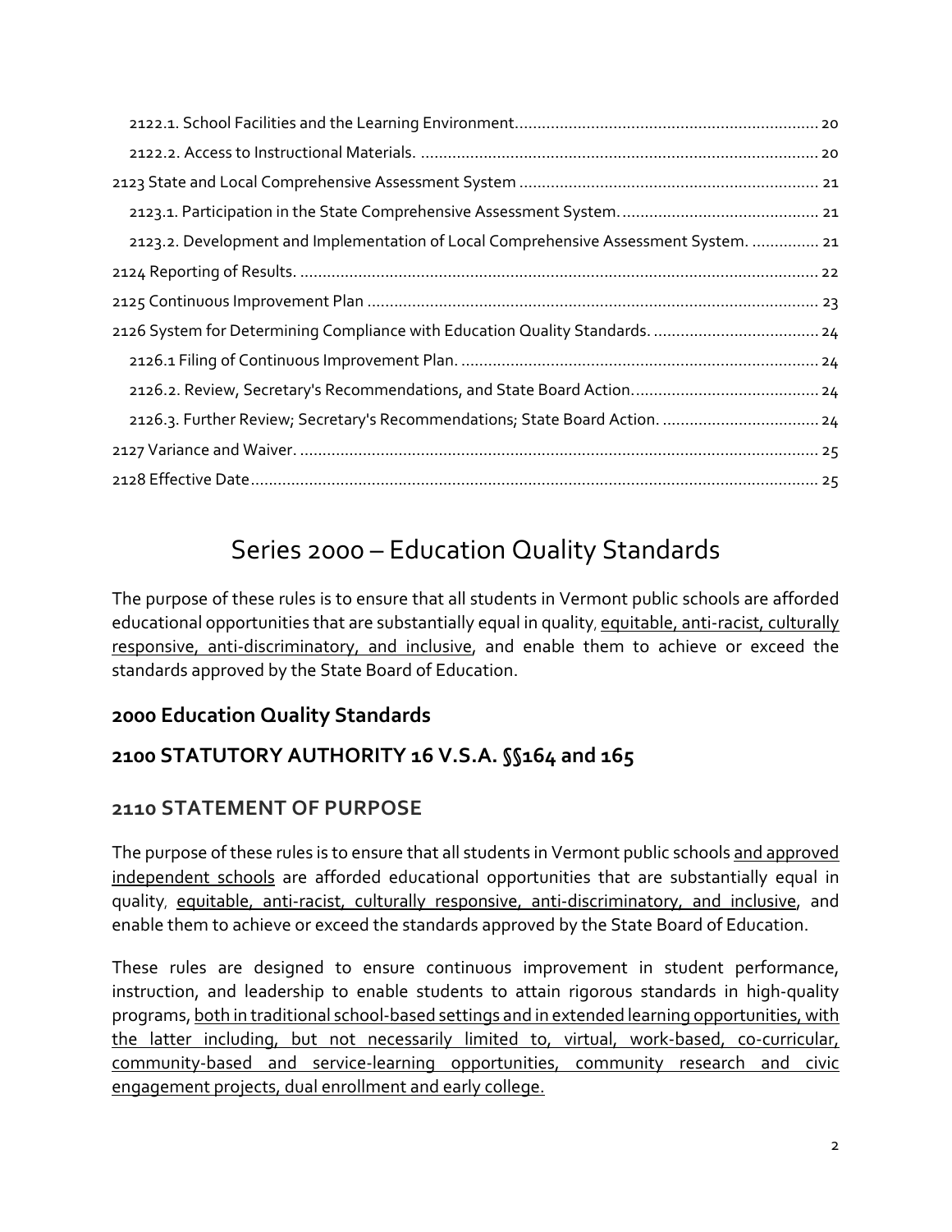2122.1. School Facilities and the Learning Environment.................................................................... 20

2122.2. Access to Instructional Materials. ......................................................................................... 20

2123 State and Local Comprehensive Assessment System ................................................................... 21

2123.1. Participation in the State Comprehensive Assessment System............................................. 21

2123.2. Development and Implementation of Local Comprehensive Assessment System. ............... 21

2124 Reporting of Results. ..................................................................................................................... 22

2125 Continuous Improvement Plan ..................................................................................................... 23

2126 System for Determining Compliance with Education Quality Standards. ..................................... 24

2126.1 Filing of Continuous Improvement Plan. ................................................................................ 24

2126.2. Review, Secretary's Recommendations, and State Board Action.......................................... 24

2126.3. Further Review; Secretary's Recommendations; State Board Action. ................................... 24

2127 Variance and Waiver. .................................................................................................................... 25

2128 Effective Date................................................................................................................................ 25

# Series 2000 – Education Quality Standards

The purpose of these rules is to ensure that all students in Vermont public schools are afforded educational opportunities that are substantially equal in quality, <u>equitable, anti-racist, culturally responsive, anti-discriminatory, and inclusive</u>, and enable them to achieve or exceed the standards approved by the State Board of Education.

## 2000 Education Quality Standards

## 2100 STATUTORY AUTHORITY 16 V.S.A. §§164 and 165

### 2110 STATEMENT OF PURPOSE

The purpose of these rules is to ensure that all students in Vermont public schools <u>and approved independent schools</u> are afforded educational opportunities that are substantially equal in quality, <u>equitable, anti-racist, culturally responsive, anti-discriminatory, and inclusive</u>, and enable them to achieve or exceed the standards approved by the State Board of Education.

These rules are designed to ensure continuous improvement in student performance, instruction, and leadership to enable students to attain rigorous standards in high-quality programs, <u>both in traditional school-based settings and in extended learning opportunities, with the latter including, but not necessarily limited to, virtual, work-based, co-curricular, community-based and service-learning opportunities, community research and civic engagement projects, dual enrollment and early college.</u>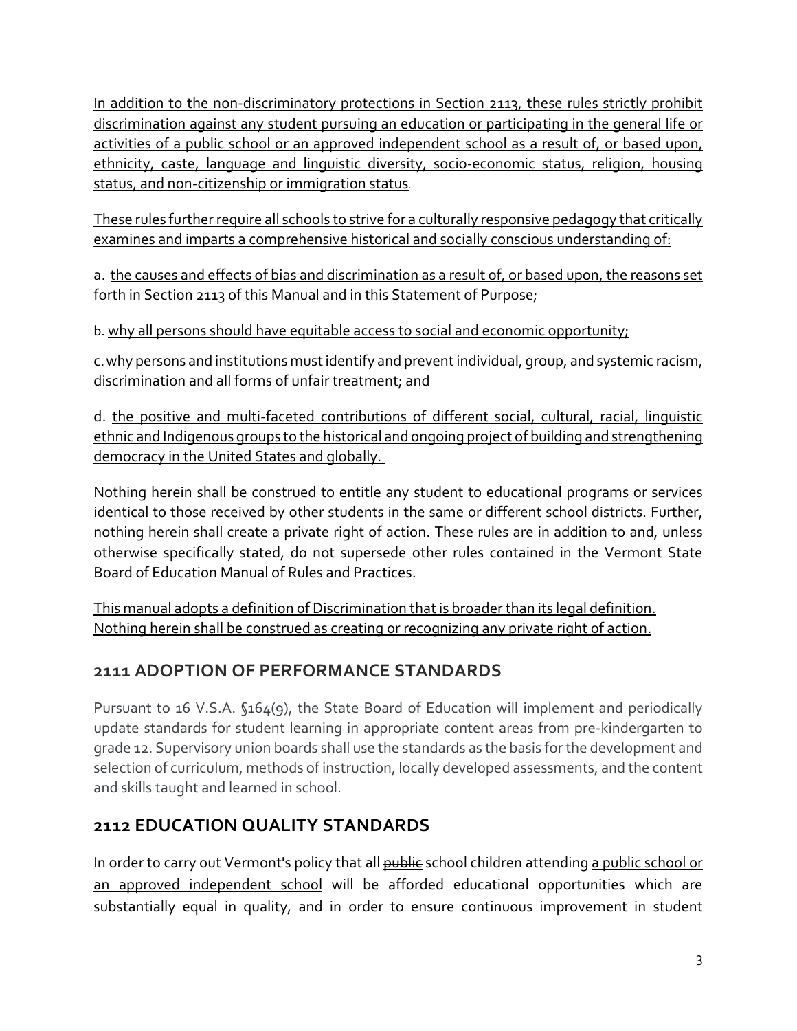In addition to the non-discriminatory protections in Section 2113, these rules strictly prohibit discrimination against any student pursuing an education or participating in the general life or activities of a public school or an approved independent school as a result of, or based upon, ethnicity, caste, language and linguistic diversity, socio-economic status, religion, housing status, and non-citizenship or immigration status.

These rules further require all schools to strive for a culturally responsive pedagogy that critically examines and imparts a comprehensive historical and socially conscious understanding of:

a. the causes and effects of bias and discrimination as a result of, or based upon, the reasons set forth in Section 2113 of this Manual and in this Statement of Purpose;

b. why all persons should have equitable access to social and economic opportunity;

c. why persons and institutions must identify and prevent individual, group, and systemic racism, discrimination and all forms of unfair treatment; and

d. the positive and multi-faceted contributions of different social, cultural, racial, linguistic ethnic and Indigenous groups to the historical and ongoing project of building and strengthening democracy in the United States and globally.

Nothing herein shall be construed to entitle any student to educational programs or services identical to those received by other students in the same or different school districts. Further, nothing herein shall create a private right of action. These rules are in addition to and, unless otherwise specifically stated, do not supersede other rules contained in the Vermont State Board of Education Manual of Rules and Practices.

This manual adopts a definition of Discrimination that is broader than its legal definition. Nothing herein shall be construed as creating or recognizing any private right of action.

## 2111 ADOPTION OF PERFORMANCE STANDARDS

Pursuant to 16 V.S.A. §164(9), the State Board of Education will implement and periodically update standards for student learning in appropriate content areas from pre-kindergarten to grade 12. Supervisory union boards shall use the standards as the basis for the development and selection of curriculum, methods of instruction, locally developed assessments, and the content and skills taught and learned in school.

## 2112 EDUCATION QUALITY STANDARDS

In order to carry out Vermont's policy that all ~~public~~ school children attending a public school or an approved independent school will be afforded educational opportunities which are substantially equal in quality, and in order to ensure continuous improvement in student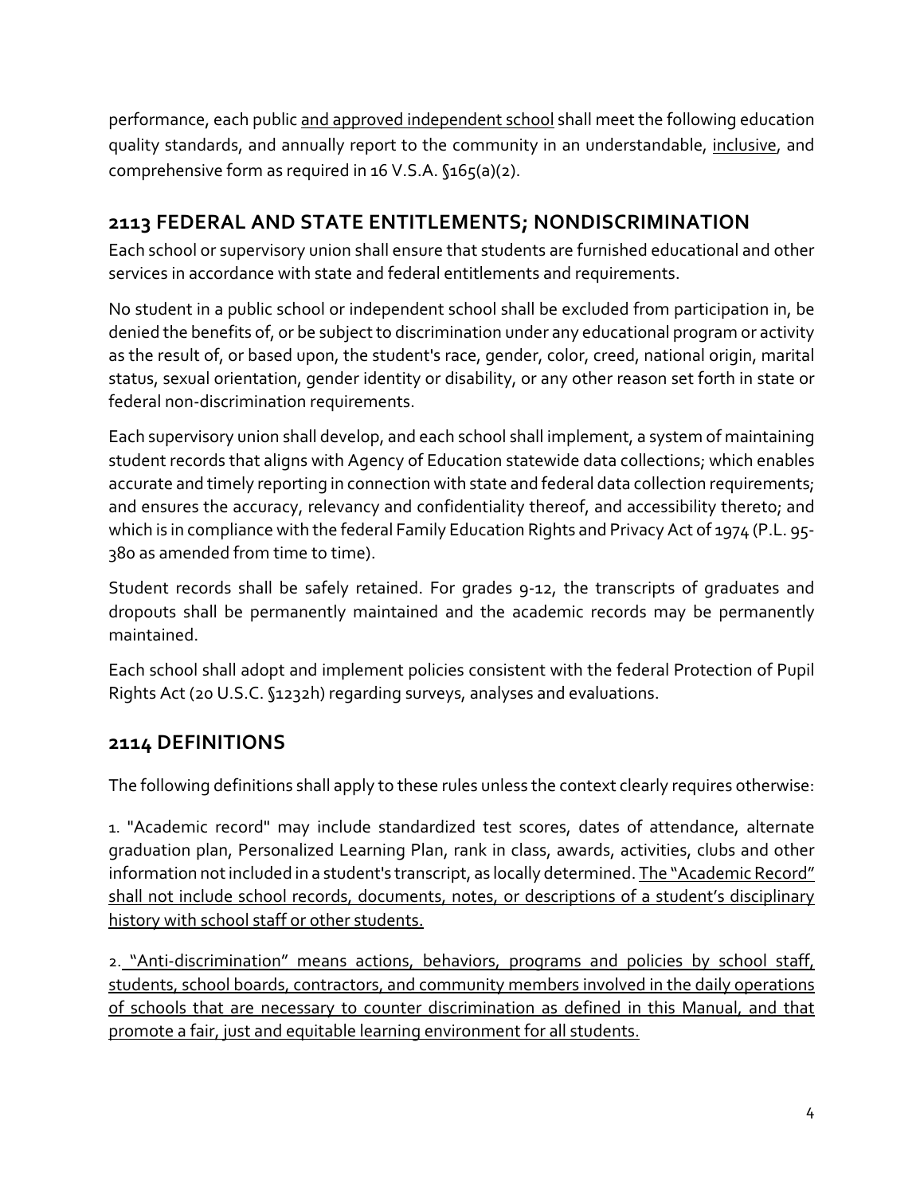performance, each public and approved independent school shall meet the following education quality standards, and annually report to the community in an understandable, inclusive, and comprehensive form as required in 16 V.S.A. §165(a)(2).

## 2113 FEDERAL AND STATE ENTITLEMENTS; NONDISCRIMINATION

Each school or supervisory union shall ensure that students are furnished educational and other services in accordance with state and federal entitlements and requirements.

No student in a public school or independent school shall be excluded from participation in, be denied the benefits of, or be subject to discrimination under any educational program or activity as the result of, or based upon, the student's race, gender, color, creed, national origin, marital status, sexual orientation, gender identity or disability, or any other reason set forth in state or federal non-discrimination requirements.

Each supervisory union shall develop, and each school shall implement, a system of maintaining student records that aligns with Agency of Education statewide data collections; which enables accurate and timely reporting in connection with state and federal data collection requirements; and ensures the accuracy, relevancy and confidentiality thereof, and accessibility thereto; and which is in compliance with the federal Family Education Rights and Privacy Act of 1974 (P.L. 95-380 as amended from time to time).

Student records shall be safely retained. For grades 9-12, the transcripts of graduates and dropouts shall be permanently maintained and the academic records may be permanently maintained.

Each school shall adopt and implement policies consistent with the federal Protection of Pupil Rights Act (20 U.S.C. §1232h) regarding surveys, analyses and evaluations.

## 2114 DEFINITIONS

The following definitions shall apply to these rules unless the context clearly requires otherwise:

1. "Academic record" may include standardized test scores, dates of attendance, alternate graduation plan, Personalized Learning Plan, rank in class, awards, activities, clubs and other information not included in a student's transcript, as locally determined. The "Academic Record" shall not include school records, documents, notes, or descriptions of a student's disciplinary history with school staff or other students.

2. "Anti-discrimination" means actions, behaviors, programs and policies by school staff, students, school boards, contractors, and community members involved in the daily operations of schools that are necessary to counter discrimination as defined in this Manual, and that promote a fair, just and equitable learning environment for all students.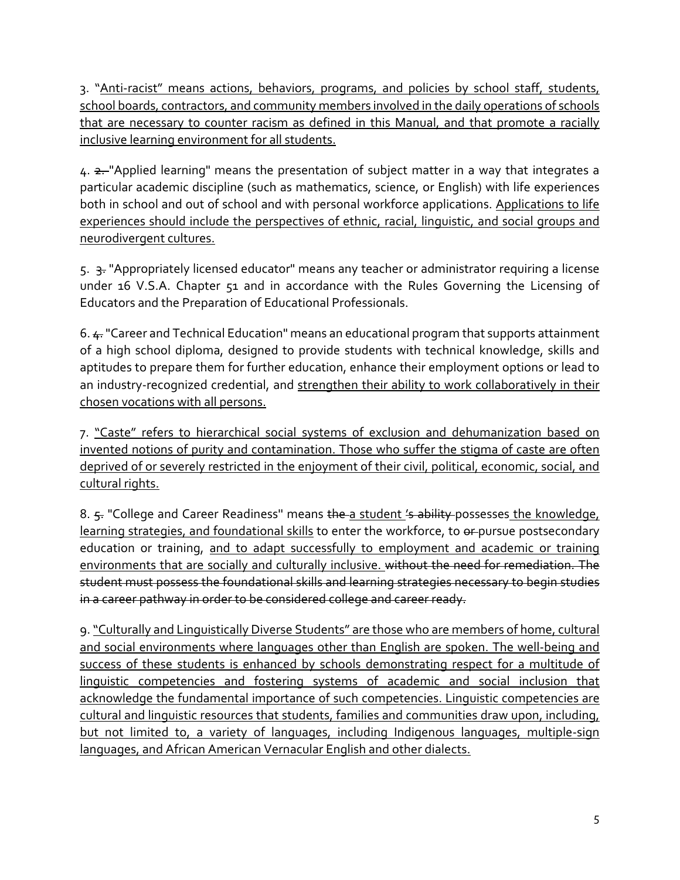3. "<u>Anti-racist" means actions, behaviors, programs, and policies by school staff, students, school boards, contractors, and community members involved in the daily operations of schools that are necessary to counter racism as defined in this Manual, and that promote a racially inclusive learning environment for all students.</u>

4. ~~2.~~ "Applied learning" means the presentation of subject matter in a way that integrates a particular academic discipline (such as mathematics, science, or English) with life experiences both in school and out of school and with personal workforce applications. <u>Applications to life experiences should include the perspectives of ethnic, racial, linguistic, and social groups and neurodivergent cultures.</u>

5. ~~3.~~ "Appropriately licensed educator" means any teacher or administrator requiring a license under 16 V.S.A. Chapter 51 and in accordance with the Rules Governing the Licensing of Educators and the Preparation of Educational Professionals.

6. ~~4.~~ "Career and Technical Education" means an educational program that supports attainment of a high school diploma, designed to provide students with technical knowledge, skills and aptitudes to prepare them for further education, enhance their employment options or lead to an industry-recognized credential, and <u>strengthen their ability to work collaboratively in their chosen vocations with all persons.</u>

7. <u>"Caste" refers to hierarchical social systems of exclusion and dehumanization based on invented notions of purity and contamination. Those who suffer the stigma of caste are often deprived of or severely restricted in the enjoyment of their civil, political, economic, social, and cultural rights.</u>

8. ~~5.~~ "College and Career Readiness" means ~~the~~ <u>a student</u> ~~'s ability~~ possesses <u>the knowledge, learning strategies, and foundational skills</u> to enter the workforce, to ~~or~~ pursue postsecondary education or training, <u>and to adapt successfully to employment and academic or training environments that are socially and culturally inclusive.</u> ~~without the need for remediation. The student must possess the foundational skills and learning strategies necessary to begin studies in a career pathway in order to be considered college and career ready.~~

9. <u>"Culturally and Linguistically Diverse Students" are those who are members of home, cultural and social environments where languages other than English are spoken. The well-being and success of these students is enhanced by schools demonstrating respect for a multitude of linguistic competencies and fostering systems of academic and social inclusion that acknowledge the fundamental importance of such competencies. Linguistic competencies are cultural and linguistic resources that students, families and communities draw upon, including, but not limited to, a variety of languages, including Indigenous languages, multiple-sign languages, and African American Vernacular English and other dialects.</u>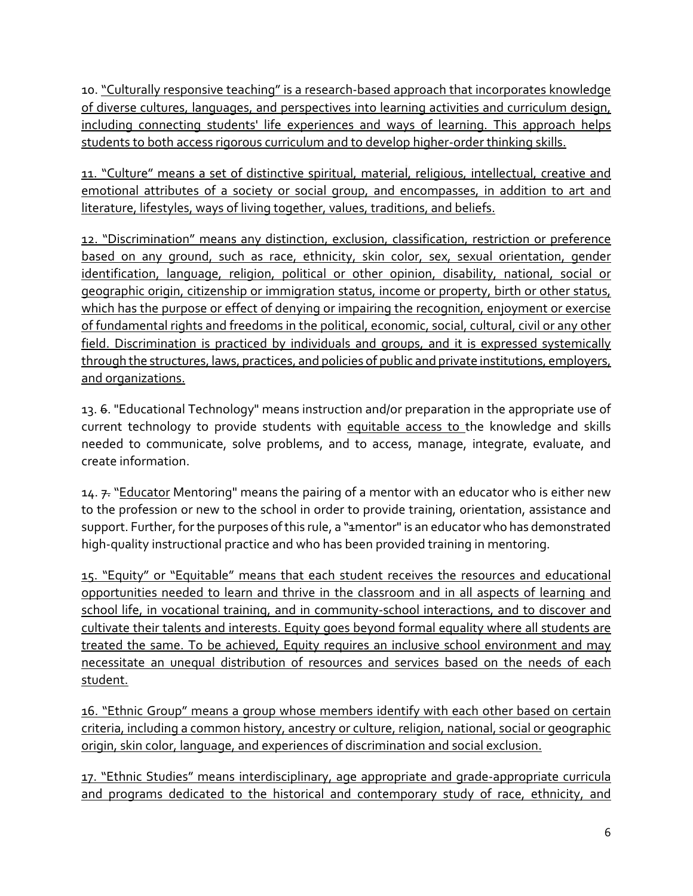10. "Culturally responsive teaching" is a research-based approach that incorporates knowledge of diverse cultures, languages, and perspectives into learning activities and curriculum design, including connecting students' life experiences and ways of learning. This approach helps students to both access rigorous curriculum and to develop higher-order thinking skills.

11. "Culture" means a set of distinctive spiritual, material, religious, intellectual, creative and emotional attributes of a society or social group, and encompasses, in addition to art and literature, lifestyles, ways of living together, values, traditions, and beliefs.

12. "Discrimination" means any distinction, exclusion, classification, restriction or preference based on any ground, such as race, ethnicity, skin color, sex, sexual orientation, gender identification, language, religion, political or other opinion, disability, national, social or geographic origin, citizenship or immigration status, income or property, birth or other status, which has the purpose or effect of denying or impairing the recognition, enjoyment or exercise of fundamental rights and freedoms in the political, economic, social, cultural, civil or any other field. Discrimination is practiced by individuals and groups, and it is expressed systemically through the structures, laws, practices, and policies of public and private institutions, employers, and organizations.

13. ~~6~~. "Educational Technology" means instruction and/or preparation in the appropriate use of current technology to provide students with equitable access to the knowledge and skills needed to communicate, solve problems, and to access, manage, integrate, evaluate, and create information.

14. ~~7.~~ "Educator Mentoring" means the pairing of a mentor with an educator who is either new to the profession or new to the school in order to provide training, orientation, assistance and support. Further, for the purposes of this rule, a "~~1~~mentor" is an educator who has demonstrated high-quality instructional practice and who has been provided training in mentoring.

15. "Equity" or "Equitable" means that each student receives the resources and educational opportunities needed to learn and thrive in the classroom and in all aspects of learning and school life, in vocational training, and in community-school interactions, and to discover and cultivate their talents and interests. Equity goes beyond formal equality where all students are treated the same. To be achieved, Equity requires an inclusive school environment and may necessitate an unequal distribution of resources and services based on the needs of each student.

16. "Ethnic Group" means a group whose members identify with each other based on certain criteria, including a common history, ancestry or culture, religion, national, social or geographic origin, skin color, language, and experiences of discrimination and social exclusion.

17. "Ethnic Studies" means interdisciplinary, age appropriate and grade-appropriate curricula and programs dedicated to the historical and contemporary study of race, ethnicity, and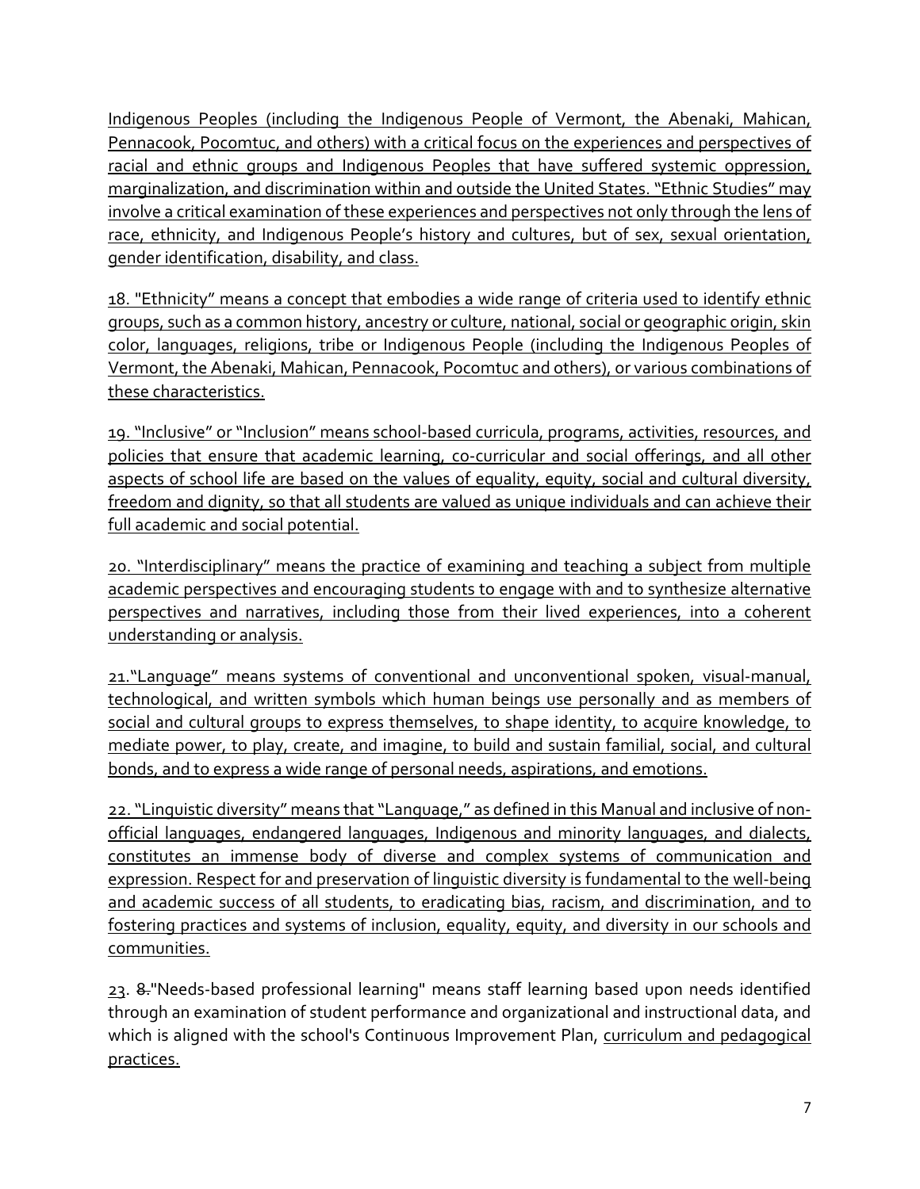Indigenous Peoples (including the Indigenous People of Vermont, the Abenaki, Mahican, Pennacook, Pocomtuc, and others) with a critical focus on the experiences and perspectives of racial and ethnic groups and Indigenous Peoples that have suffered systemic oppression, marginalization, and discrimination within and outside the United States. "Ethnic Studies" may involve a critical examination of these experiences and perspectives not only through the lens of race, ethnicity, and Indigenous People's history and cultures, but of sex, sexual orientation, gender identification, disability, and class.

18. "Ethnicity" means a concept that embodies a wide range of criteria used to identify ethnic groups, such as a common history, ancestry or culture, national, social or geographic origin, skin color, languages, religions, tribe or Indigenous People (including the Indigenous Peoples of Vermont, the Abenaki, Mahican, Pennacook, Pocomtuc and others), or various combinations of these characteristics.

19. "Inclusive" or "Inclusion" means school-based curricula, programs, activities, resources, and policies that ensure that academic learning, co-curricular and social offerings, and all other aspects of school life are based on the values of equality, equity, social and cultural diversity, freedom and dignity, so that all students are valued as unique individuals and can achieve their full academic and social potential.

20. "Interdisciplinary" means the practice of examining and teaching a subject from multiple academic perspectives and encouraging students to engage with and to synthesize alternative perspectives and narratives, including those from their lived experiences, into a coherent understanding or analysis.

21."Language" means systems of conventional and unconventional spoken, visual-manual, technological, and written symbols which human beings use personally and as members of social and cultural groups to express themselves, to shape identity, to acquire knowledge, to mediate power, to play, create, and imagine, to build and sustain familial, social, and cultural bonds, and to express a wide range of personal needs, aspirations, and emotions.

22. "Linguistic diversity" means that "Language," as defined in this Manual and inclusive of non-official languages, endangered languages, Indigenous and minority languages, and dialects, constitutes an immense body of diverse and complex systems of communication and expression. Respect for and preservation of linguistic diversity is fundamental to the well-being and academic success of all students, to eradicating bias, racism, and discrimination, and to fostering practices and systems of inclusion, equality, equity, and diversity in our schools and communities.

23. ~~8.~~"Needs-based professional learning" means staff learning based upon needs identified through an examination of student performance and organizational and instructional data, and which is aligned with the school's Continuous Improvement Plan, curriculum and pedagogical practices.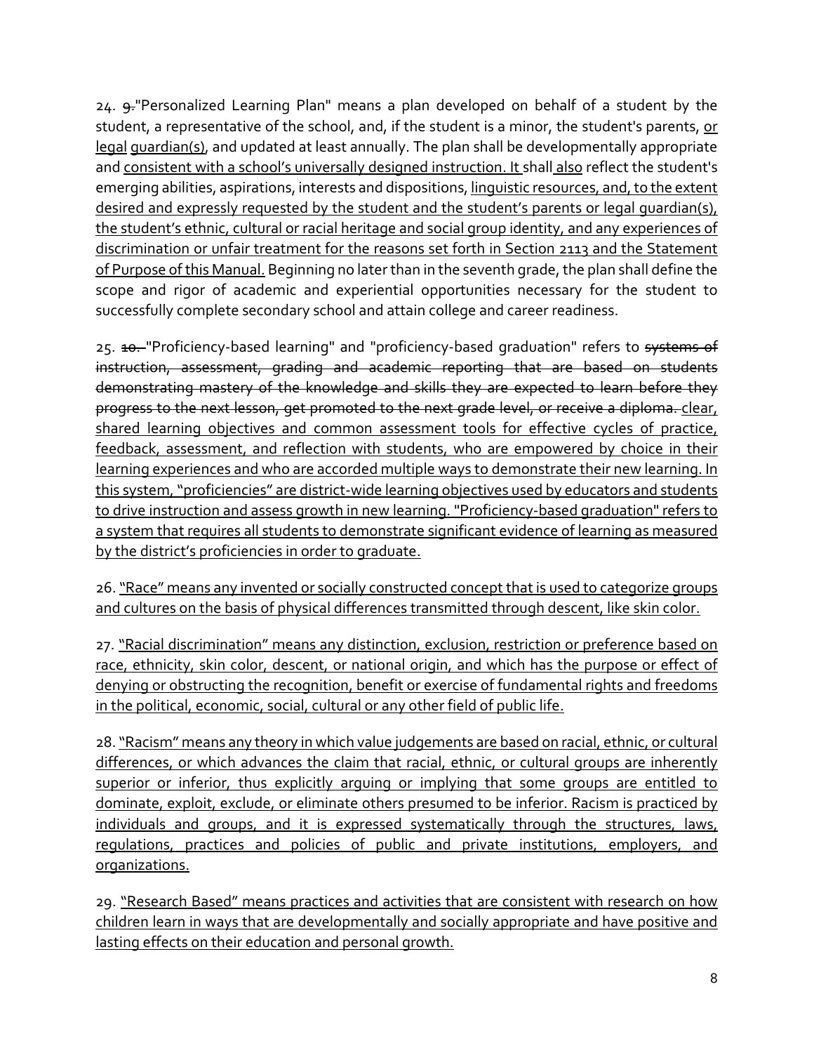24. ~~9.~~"Personalized Learning Plan" means a plan developed on behalf of a student by the student, a representative of the school, and, if the student is a minor, the student's parents, <u>or legal</u> <u>guardian(s)</u>, and updated at least annually. The plan shall be developmentally appropriate and <u>consistent with a school's universally designed instruction. It</u> shall <u>also</u> reflect the student's emerging abilities, aspirations, interests and dispositions, <u>linguistic resources, and, to the extent desired and expressly requested by the student and the student's parents or legal guardian(s), the student's ethnic, cultural or racial heritage and social group identity, and any experiences of discrimination or unfair treatment for the reasons set forth in Section 2113 and the Statement of Purpose of this Manual.</u> Beginning no later than in the seventh grade, the plan shall define the scope and rigor of academic and experiential opportunities necessary for the student to successfully complete secondary school and attain college and career readiness.

25. ~~10.~~ "Proficiency-based learning" and "proficiency-based graduation" refers to ~~systems of instruction, assessment, grading and academic reporting that are based on students demonstrating mastery of the knowledge and skills they are expected to learn before they progress to the next lesson, get promoted to the next grade level, or receive a diploma.~~ <u>clear, shared learning objectives and common assessment tools for effective cycles of practice, feedback, assessment, and reflection with students, who are empowered by choice in their learning experiences and who are accorded multiple ways to demonstrate their new learning. In this system, "proficiencies" are district-wide learning objectives used by educators and students to drive instruction and assess growth in new learning. "Proficiency-based graduation" refers to a system that requires all students to demonstrate significant evidence of learning as measured by the district's proficiencies in order to graduate.</u>

26. <u>"Race" means any invented or socially constructed concept that is used to categorize groups and cultures on the basis of physical differences transmitted through descent, like skin color.</u>

27. <u>"Racial discrimination" means any distinction, exclusion, restriction or preference based on race, ethnicity, skin color, descent, or national origin, and which has the purpose or effect of denying or obstructing the recognition, benefit or exercise of fundamental rights and freedoms in the political, economic, social, cultural or any other field of public life.</u>

28. <u>"Racism" means any theory in which value judgements are based on racial, ethnic, or cultural differences, or which advances the claim that racial, ethnic, or cultural groups are inherently superior or inferior, thus explicitly arguing or implying that some groups are entitled to dominate, exploit, exclude, or eliminate others presumed to be inferior. Racism is practiced by individuals and groups, and it is expressed systematically through the structures, laws, regulations, practices and policies of public and private institutions, employers, and organizations.</u>

29. <u>"Research Based" means practices and activities that are consistent with research on how children learn in ways that are developmentally and socially appropriate and have positive and lasting effects on their education and personal growth.</u>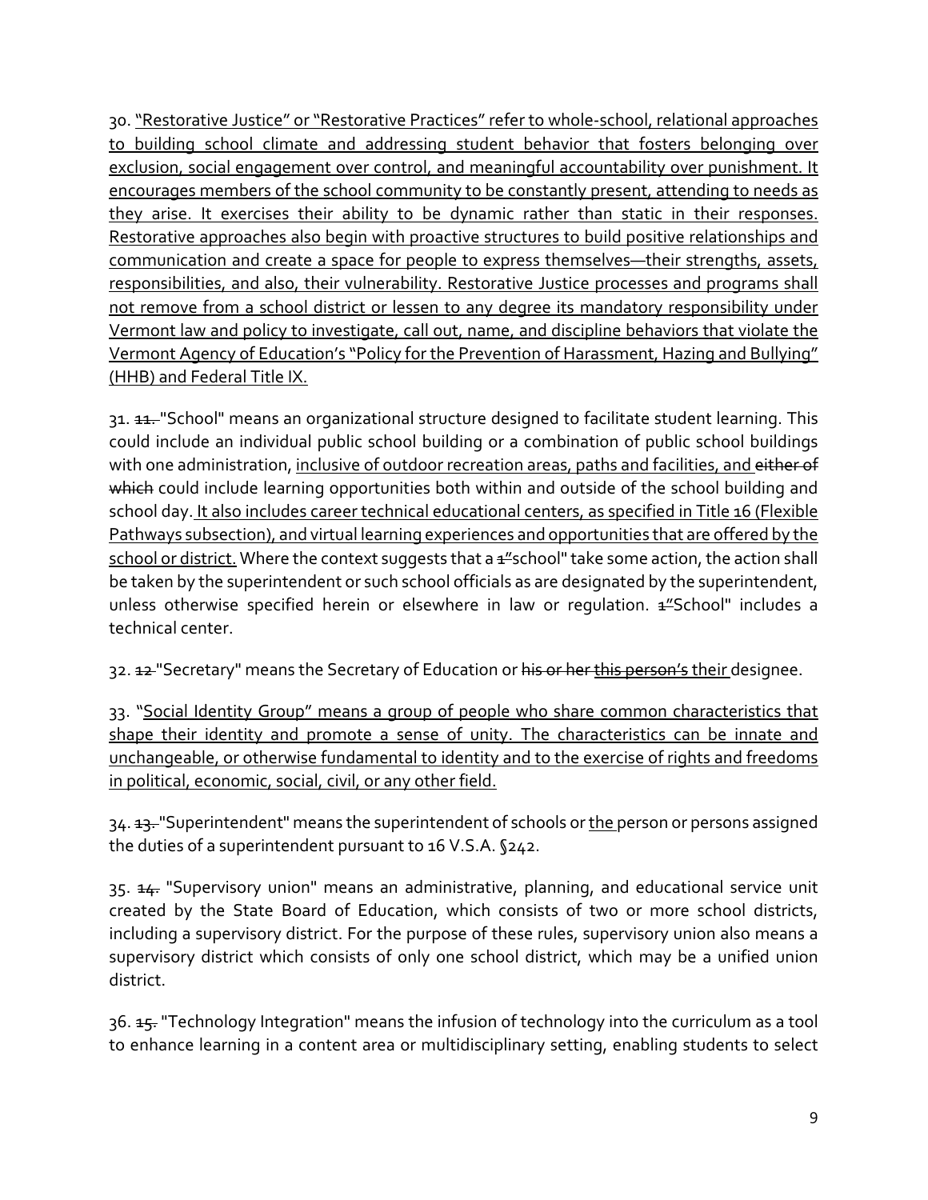30. <u>"Restorative Justice" or "Restorative Practices" refer to whole-school, relational approaches to building school climate and addressing student behavior that fosters belonging over exclusion, social engagement over control, and meaningful accountability over punishment. It encourages members of the school community to be constantly present, attending to needs as they arise. It exercises their ability to be dynamic rather than static in their responses. Restorative approaches also begin with proactive structures to build positive relationships and communication and create a space for people to express themselves—their strengths, assets, responsibilities, and also, their vulnerability. Restorative Justice processes and programs shall not remove from a school district or lessen to any degree its mandatory responsibility under Vermont law and policy to investigate, call out, name, and discipline behaviors that violate the Vermont Agency of Education's "Policy for the Prevention of Harassment, Hazing and Bullying" (HHB) and Federal Title IX.</u>

31. ~~11.~~ "School" means an organizational structure designed to facilitate student learning. This could include an individual public school building or a combination of public school buildings with one administration, <u>inclusive of outdoor recreation areas, paths and facilities, and</u> ~~either of which~~ could include learning opportunities both within and outside of the school building and school day. <u>It also includes career technical educational centers, as specified in Title 16 (Flexible Pathways subsection), and virtual learning experiences and opportunities that are offered by the school or district.</u> Where the context suggests that a ~~1~~"school" take some action, the action shall be taken by the superintendent or such school officials as are designated by the superintendent, unless otherwise specified herein or elsewhere in law or regulation. ~~1~~"School" includes a technical center.

32. ~~12~~ "Secretary" means the Secretary of Education or ~~his or her~~ ~~this person's~~ <u>their</u> designee.

33. "<u>Social Identity Group" means a group of people who share common characteristics that shape their identity and promote a sense of unity. The characteristics can be innate and unchangeable, or otherwise fundamental to identity and to the exercise of rights and freedoms in political, economic, social, civil, or any other field.</u>

34. ~~13.~~ "Superintendent" means the superintendent of schools or <u>the</u> person or persons assigned the duties of a superintendent pursuant to 16 V.S.A. §242.

35. ~~14.~~ "Supervisory union" means an administrative, planning, and educational service unit created by the State Board of Education, which consists of two or more school districts, including a supervisory district. For the purpose of these rules, supervisory union also means a supervisory district which consists of only one school district, which may be a unified union district.

36. ~~15.~~ "Technology Integration" means the infusion of technology into the curriculum as a tool to enhance learning in a content area or multidisciplinary setting, enabling students to select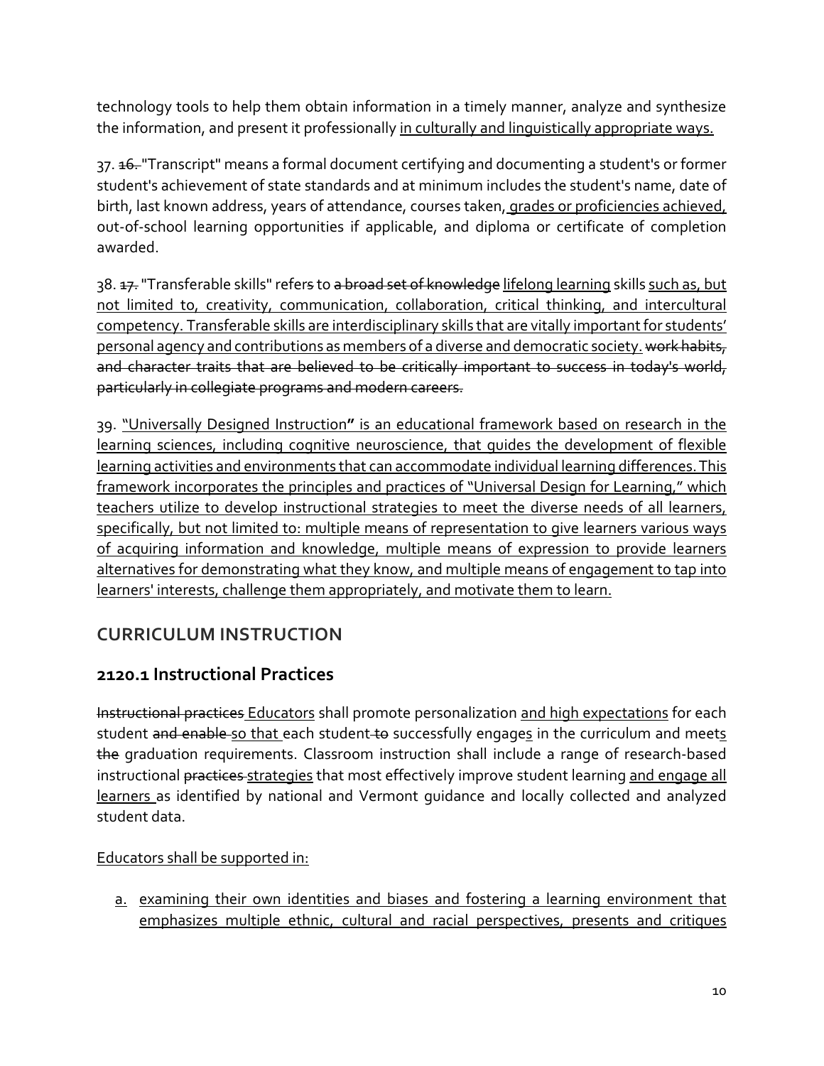technology tools to help them obtain information in a timely manner, analyze and synthesize the information, and present it professionally <u>in culturally and linguistically appropriate ways.</u>

37. ~~16.~~ "Transcript" means a formal document certifying and documenting a student's or former student's achievement of state standards and at minimum includes the student's name, date of birth, last known address, years of attendance, courses taken, <u>grades or proficiencies achieved,</u> out-of-school learning opportunities if applicable, and diploma or certificate of completion awarded.

38. ~~17.~~ "Transferable skills" refer~~s~~ to ~~a broad set of knowledge~~ <u>lifelong learning</u> skills <u>such as, but not limited to, creativity, communication, collaboration, critical thinking, and intercultural competency. Transferable skills are interdisciplinary skills that are vitally important for students' personal agency and contributions as members of a diverse and democratic society.</u> ~~work habits, and character traits that are believed to be critically important to success in today's world, particularly in collegiate programs and modern careers.~~

39. <u>"Universally Designed Instruction**"** is an educational framework based on research in the learning sciences, including cognitive neuroscience, that guides the development of flexible learning activities and environments that can accommodate individual learning differences. This framework incorporates the principles and practices of "Universal Design for Learning," which teachers utilize to develop instructional strategies to meet the diverse needs of all learners, specifically, but not limited to: multiple means of representation to give learners various ways of acquiring information and knowledge, multiple means of expression to provide learners alternatives for demonstrating what they know, and multiple means of engagement to tap into learners' interests, challenge them appropriately, and motivate them to learn.</u>

## CURRICULUM INSTRUCTION

## 2120.1 Instructional Practices

~~Instructional practices~~ <u>Educators</u> shall promote personalization <u>and high expectations</u> for each student ~~and enable~~ <u>so that</u> each student ~~to~~ successfully engage<u>s</u> in the curriculum and meet<u>s</u> ~~the~~ graduation requirements. Classroom instruction shall include a range of research-based instructional ~~practices~~ <u>strategies</u> that most effectively improve student learning <u>and engage all learners</u> as identified by national and Vermont guidance and locally collected and analyzed student data.

<u>Educators shall be supported in:</u>

<u>a.</u> <u>examining their own identities and biases and fostering a learning environment that emphasizes multiple ethnic, cultural and racial perspectives, presents and critiques</u>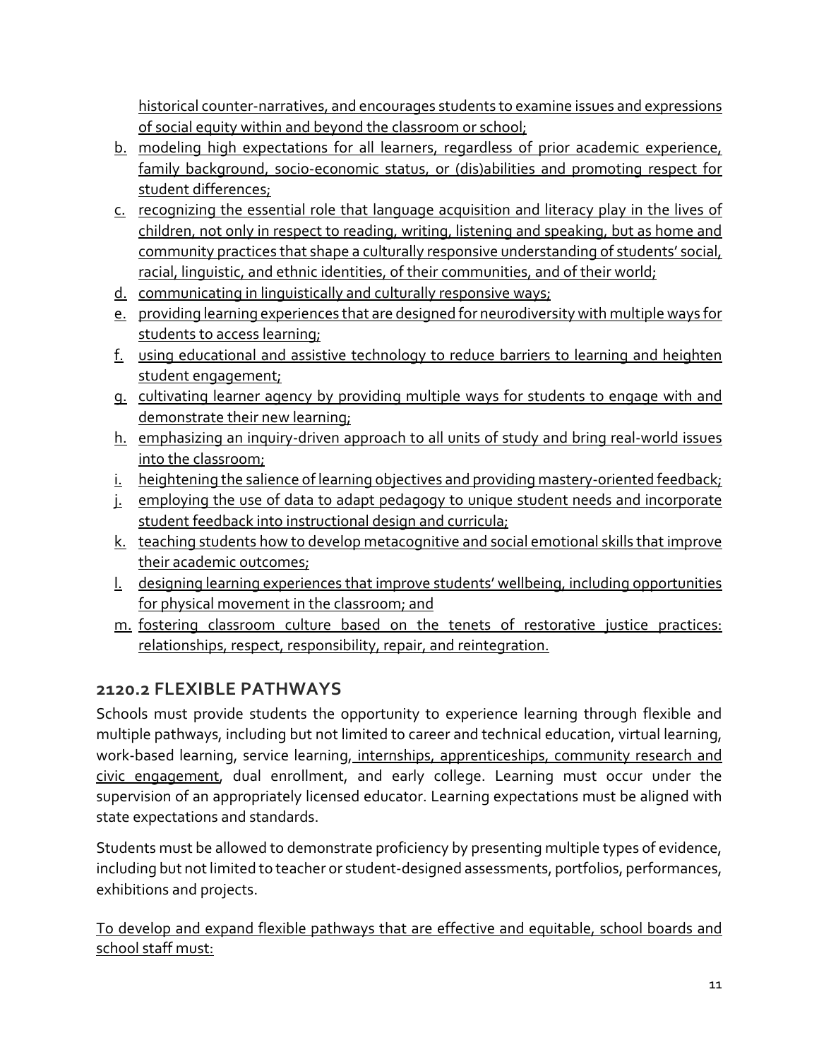historical counter-narratives, and encourages students to examine issues and expressions of social equity within and beyond the classroom or school;

b. modeling high expectations for all learners, regardless of prior academic experience, family background, socio-economic status, or (dis)abilities and promoting respect for student differences;
c. recognizing the essential role that language acquisition and literacy play in the lives of children, not only in respect to reading, writing, listening and speaking, but as home and community practices that shape a culturally responsive understanding of students' social, racial, linguistic, and ethnic identities, of their communities, and of their world;
d. communicating in linguistically and culturally responsive ways;
e. providing learning experiences that are designed for neurodiversity with multiple ways for students to access learning;
f. using educational and assistive technology to reduce barriers to learning and heighten student engagement;
g. cultivating learner agency by providing multiple ways for students to engage with and demonstrate their new learning;
h. emphasizing an inquiry-driven approach to all units of study and bring real-world issues into the classroom;
i. heightening the salience of learning objectives and providing mastery-oriented feedback;
j. employing the use of data to adapt pedagogy to unique student needs and incorporate student feedback into instructional design and curricula;
k. teaching students how to develop metacognitive and social emotional skills that improve their academic outcomes;
l. designing learning experiences that improve students' wellbeing, including opportunities for physical movement in the classroom; and
m. fostering classroom culture based on the tenets of restorative justice practices: relationships, respect, responsibility, repair, and reintegration.

## 2120.2 FLEXIBLE PATHWAYS

Schools must provide students the opportunity to experience learning through flexible and multiple pathways, including but not limited to career and technical education, virtual learning, work-based learning, service learning, internships, apprenticeships, community research and civic engagement, dual enrollment, and early college. Learning must occur under the supervision of an appropriately licensed educator. Learning expectations must be aligned with state expectations and standards.

Students must be allowed to demonstrate proficiency by presenting multiple types of evidence, including but not limited to teacher or student-designed assessments, portfolios, performances, exhibitions and projects.

To develop and expand flexible pathways that are effective and equitable, school boards and school staff must: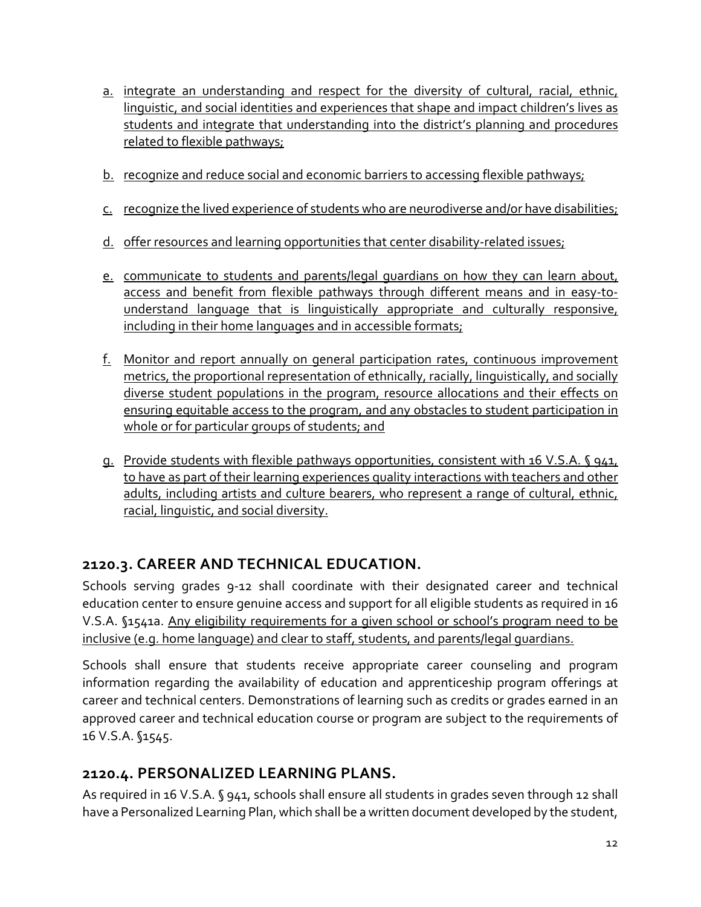a. integrate an understanding and respect for the diversity of cultural, racial, ethnic, linguistic, and social identities and experiences that shape and impact children's lives as students and integrate that understanding into the district's planning and procedures related to flexible pathways;

b. recognize and reduce social and economic barriers to accessing flexible pathways;

c. recognize the lived experience of students who are neurodiverse and/or have disabilities;

d. offer resources and learning opportunities that center disability-related issues;

e. communicate to students and parents/legal guardians on how they can learn about, access and benefit from flexible pathways through different means and in easy-to-understand language that is linguistically appropriate and culturally responsive, including in their home languages and in accessible formats;

f. Monitor and report annually on general participation rates, continuous improvement metrics, the proportional representation of ethnically, racially, linguistically, and socially diverse student populations in the program, resource allocations and their effects on ensuring equitable access to the program, and any obstacles to student participation in whole or for particular groups of students; and

g. Provide students with flexible pathways opportunities, consistent with 16 V.S.A. § 941, to have as part of their learning experiences quality interactions with teachers and other adults, including artists and culture bearers, who represent a range of cultural, ethnic, racial, linguistic, and social diversity.

## 2120.3. CAREER AND TECHNICAL EDUCATION.

Schools serving grades 9-12 shall coordinate with their designated career and technical education center to ensure genuine access and support for all eligible students as required in 16 V.S.A. §1541a. Any eligibility requirements for a given school or school's program need to be inclusive (e.g. home language) and clear to staff, students, and parents/legal guardians.

Schools shall ensure that students receive appropriate career counseling and program information regarding the availability of education and apprenticeship program offerings at career and technical centers. Demonstrations of learning such as credits or grades earned in an approved career and technical education course or program are subject to the requirements of 16 V.S.A. §1545.

## 2120.4. PERSONALIZED LEARNING PLANS.

As required in 16 V.S.A. § 941, schools shall ensure all students in grades seven through 12 shall have a Personalized Learning Plan, which shall be a written document developed by the student,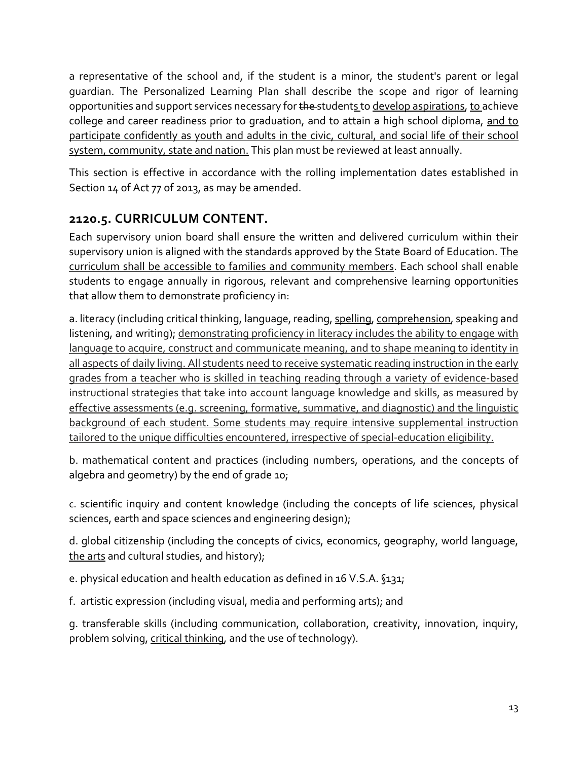a representative of the school and, if the student is a minor, the student's parent or legal guardian. The Personalized Learning Plan shall describe the scope and rigor of learning opportunities and support services necessary for ~~the~~ students to develop aspirations, to achieve college and career readiness ~~prior to graduation~~, ~~and~~ to attain a high school diploma, and to participate confidently as youth and adults in the civic, cultural, and social life of their school system, community, state and nation. This plan must be reviewed at least annually.

This section is effective in accordance with the rolling implementation dates established in Section 14 of Act 77 of 2013, as may be amended.

## 2120.5. CURRICULUM CONTENT.

Each supervisory union board shall ensure the written and delivered curriculum within their supervisory union is aligned with the standards approved by the State Board of Education. The curriculum shall be accessible to families and community members. Each school shall enable students to engage annually in rigorous, relevant and comprehensive learning opportunities that allow them to demonstrate proficiency in:

a. literacy (including critical thinking, language, reading, spelling, comprehension, speaking and listening, and writing); demonstrating proficiency in literacy includes the ability to engage with language to acquire, construct and communicate meaning, and to shape meaning to identity in all aspects of daily living. All students need to receive systematic reading instruction in the early grades from a teacher who is skilled in teaching reading through a variety of evidence-based instructional strategies that take into account language knowledge and skills, as measured by effective assessments (e.g. screening, formative, summative, and diagnostic) and the linguistic background of each student. Some students may require intensive supplemental instruction tailored to the unique difficulties encountered, irrespective of special-education eligibility.

b. mathematical content and practices (including numbers, operations, and the concepts of algebra and geometry) by the end of grade 10;

c. scientific inquiry and content knowledge (including the concepts of life sciences, physical sciences, earth and space sciences and engineering design);

d. global citizenship (including the concepts of civics, economics, geography, world language, the arts and cultural studies, and history);

e. physical education and health education as defined in 16 V.S.A. §131;

f. artistic expression (including visual, media and performing arts); and

g. transferable skills (including communication, collaboration, creativity, innovation, inquiry, problem solving, critical thinking, and the use of technology).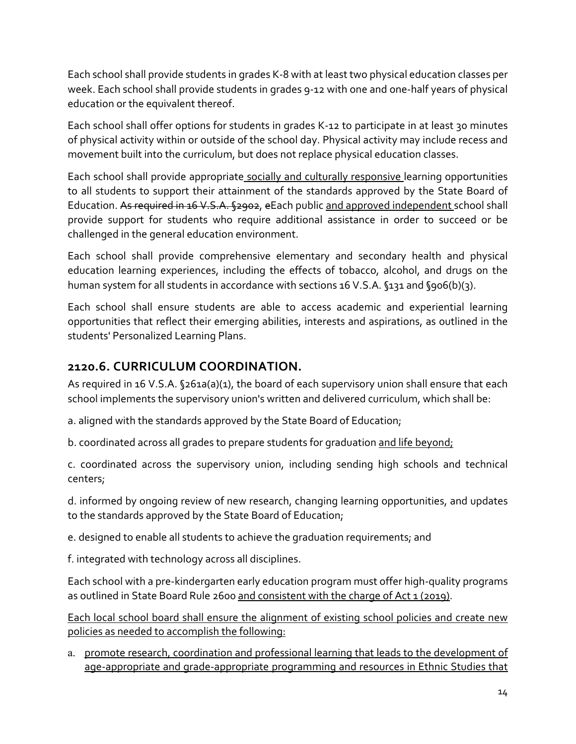Each school shall provide students in grades K-8 with at least two physical education classes per week. Each school shall provide students in grades 9-12 with one and one-half years of physical education or the equivalent thereof.

Each school shall offer options for students in grades K-12 to participate in at least 30 minutes of physical activity within or outside of the school day. Physical activity may include recess and movement built into the curriculum, but does not replace physical education classes.

Each school shall provide appropriate <u>socially and culturally responsive</u> learning opportunities to all students to support their attainment of the standards approved by the State Board of Education. ~~As required in 16 V.S.A. §2902~~, ~~e~~Each public <u>and approved independent</u> school shall provide support for students who require additional assistance in order to succeed or be challenged in the general education environment.

Each school shall provide comprehensive elementary and secondary health and physical education learning experiences, including the effects of tobacco, alcohol, and drugs on the human system for all students in accordance with sections 16 V.S.A. §131 and §906(b)(3).

Each school shall ensure students are able to access academic and experiential learning opportunities that reflect their emerging abilities, interests and aspirations, as outlined in the students' Personalized Learning Plans.

## 2120.6. CURRICULUM COORDINATION.

As required in 16 V.S.A. §261a(a)(1), the board of each supervisory union shall ensure that each school implements the supervisory union's written and delivered curriculum, which shall be:

a. aligned with the standards approved by the State Board of Education;

b. coordinated across all grades to prepare students for graduation <u>and life beyond;</u>

c. coordinated across the supervisory union, including sending high schools and technical centers;

d. informed by ongoing review of new research, changing learning opportunities, and updates to the standards approved by the State Board of Education;

e. designed to enable all students to achieve the graduation requirements; and

f. integrated with technology across all disciplines.

Each school with a pre-kindergarten early education program must offer high-quality programs as outlined in State Board Rule 2600 <u>and consistent with the charge of Act 1 (2019)</u>.

<u>Each local school board shall ensure the alignment of existing school policies and create new policies as needed to accomplish the following:</u>

a. <u>promote research, coordination and professional learning that leads to the development of age-appropriate and grade-appropriate programming and resources in Ethnic Studies that</u>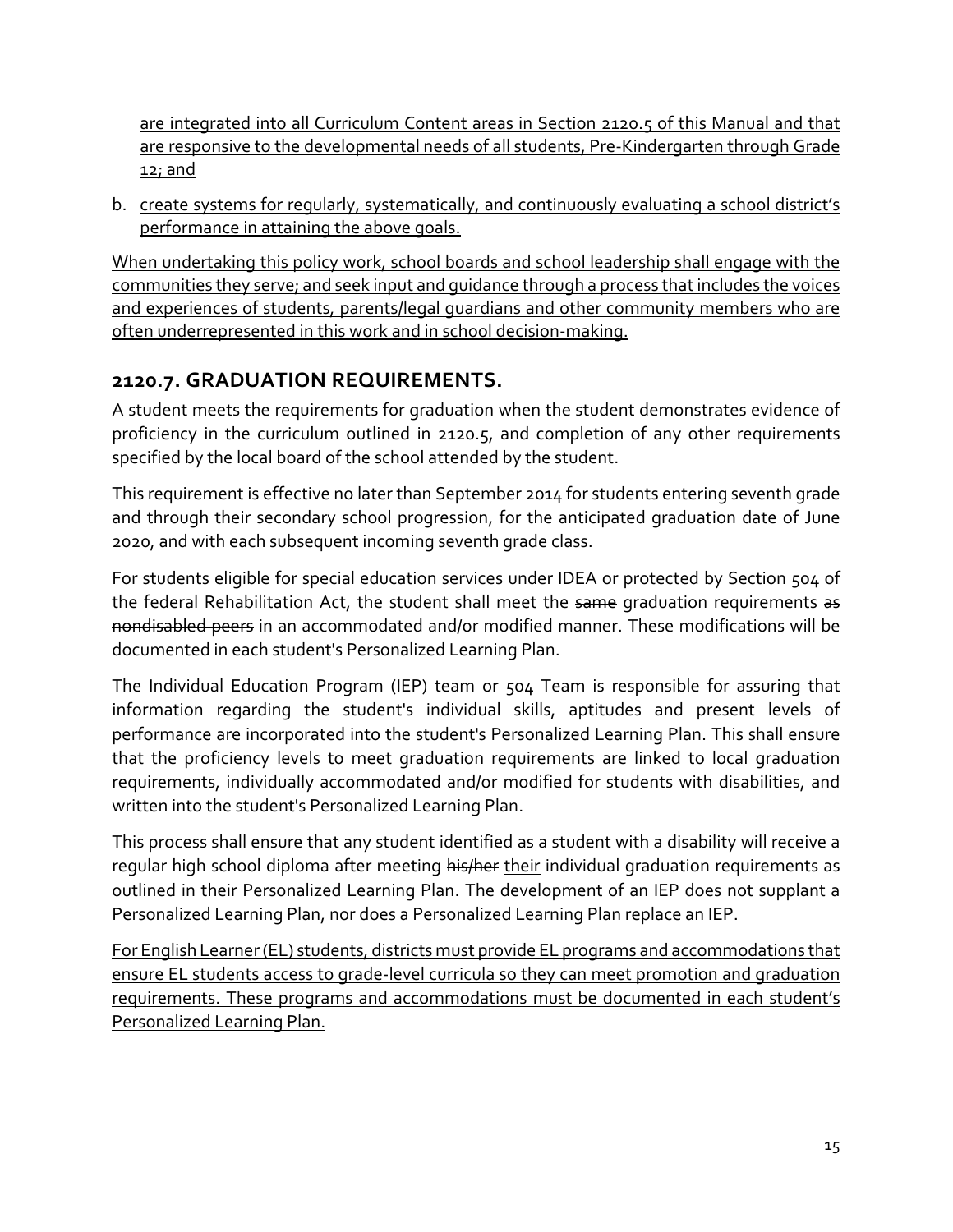are integrated into all Curriculum Content areas in Section 2120.5 of this Manual and that are responsive to the developmental needs of all students, Pre-Kindergarten through Grade 12; and

b. create systems for regularly, systematically, and continuously evaluating a school district's performance in attaining the above goals.

When undertaking this policy work, school boards and school leadership shall engage with the communities they serve; and seek input and guidance through a process that includes the voices and experiences of students, parents/legal guardians and other community members who are often underrepresented in this work and in school decision-making.

## 2120.7. GRADUATION REQUIREMENTS.

A student meets the requirements for graduation when the student demonstrates evidence of proficiency in the curriculum outlined in 2120.5, and completion of any other requirements specified by the local board of the school attended by the student.

This requirement is effective no later than September 2014 for students entering seventh grade and through their secondary school progression, for the anticipated graduation date of June 2020, and with each subsequent incoming seventh grade class.

For students eligible for special education services under IDEA or protected by Section 504 of the federal Rehabilitation Act, the student shall meet the ~~same~~ graduation requirements ~~as nondisabled peers~~ in an accommodated and/or modified manner. These modifications will be documented in each student's Personalized Learning Plan.

The Individual Education Program (IEP) team or 504 Team is responsible for assuring that information regarding the student's individual skills, aptitudes and present levels of performance are incorporated into the student's Personalized Learning Plan. This shall ensure that the proficiency levels to meet graduation requirements are linked to local graduation requirements, individually accommodated and/or modified for students with disabilities, and written into the student's Personalized Learning Plan.

This process shall ensure that any student identified as a student with a disability will receive a regular high school diploma after meeting ~~his/her~~ their individual graduation requirements as outlined in their Personalized Learning Plan. The development of an IEP does not supplant a Personalized Learning Plan, nor does a Personalized Learning Plan replace an IEP.

For English Learner (EL) students, districts must provide EL programs and accommodations that ensure EL students access to grade-level curricula so they can meet promotion and graduation requirements. These programs and accommodations must be documented in each student's Personalized Learning Plan.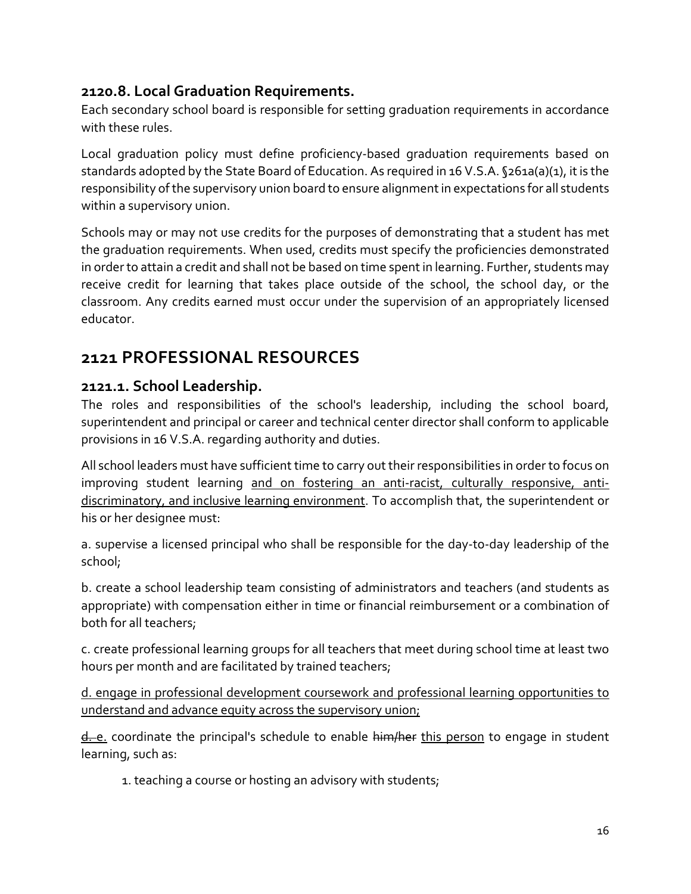### 2120.8. Local Graduation Requirements.

Each secondary school board is responsible for setting graduation requirements in accordance with these rules.

Local graduation policy must define proficiency-based graduation requirements based on standards adopted by the State Board of Education. As required in 16 V.S.A. §261a(a)(1), it is the responsibility of the supervisory union board to ensure alignment in expectations for all students within a supervisory union.

Schools may or may not use credits for the purposes of demonstrating that a student has met the graduation requirements. When used, credits must specify the proficiencies demonstrated in order to attain a credit and shall not be based on time spent in learning. Further, students may receive credit for learning that takes place outside of the school, the school day, or the classroom. Any credits earned must occur under the supervision of an appropriately licensed educator.

## 2121 PROFESSIONAL RESOURCES

### 2121.1. School Leadership.

The roles and responsibilities of the school's leadership, including the school board, superintendent and principal or career and technical center director shall conform to applicable provisions in 16 V.S.A. regarding authority and duties.

All school leaders must have sufficient time to carry out their responsibilities in order to focus on improving student learning <u>and on fostering an anti-racist, culturally responsive, anti-discriminatory, and inclusive learning environment</u>. To accomplish that, the superintendent or his or her designee must:

a. supervise a licensed principal who shall be responsible for the day-to-day leadership of the school;

b. create a school leadership team consisting of administrators and teachers (and students as appropriate) with compensation either in time or financial reimbursement or a combination of both for all teachers;

c. create professional learning groups for all teachers that meet during school time at least two hours per month and are facilitated by trained teachers;

<u>d. engage in professional development coursework and professional learning opportunities to understand and advance equity across the supervisory union;</u>

~~d.~~ <u>e.</u> coordinate the principal's schedule to enable ~~him/her~~ <u>this person</u> to engage in student learning, such as:

1. teaching a course or hosting an advisory with students;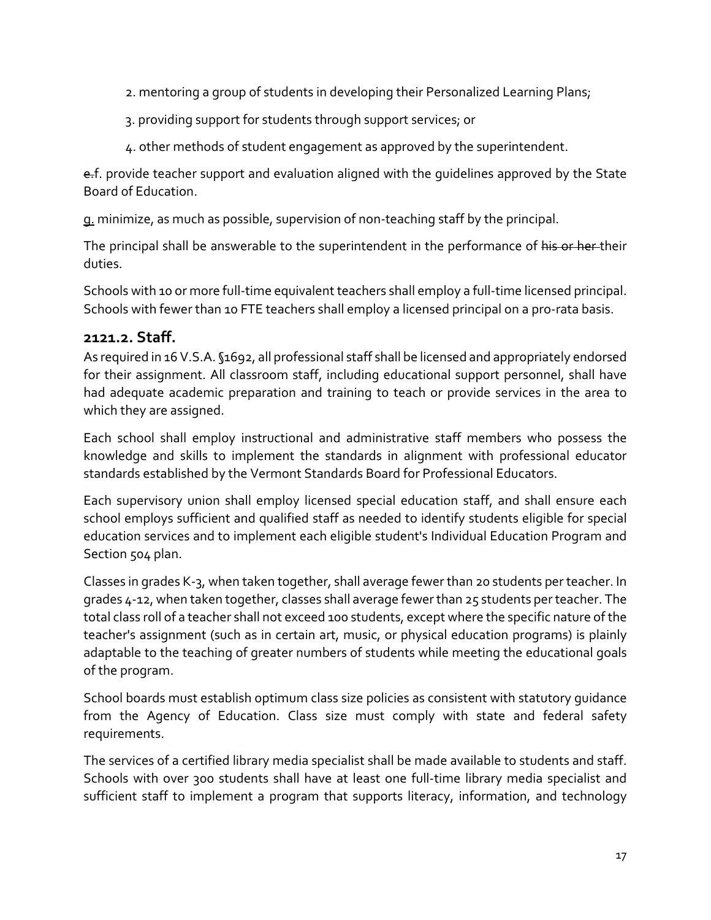2. mentoring a group of students in developing their Personalized Learning Plans;

3. providing support for students through support services; or

4. other methods of student engagement as approved by the superintendent.

~~e.~~f. provide teacher support and evaluation aligned with the guidelines approved by the State Board of Education.

<u>g.</u> minimize, as much as possible, supervision of non-teaching staff by the principal.

The principal shall be answerable to the superintendent in the performance of ~~his or her~~ their duties.

Schools with 10 or more full-time equivalent teachers shall employ a full-time licensed principal. Schools with fewer than 10 FTE teachers shall employ a licensed principal on a pro-rata basis.

### 2121.2. Staff.

As required in 16 V.S.A. §1692, all professional staff shall be licensed and appropriately endorsed for their assignment. All classroom staff, including educational support personnel, shall have had adequate academic preparation and training to teach or provide services in the area to which they are assigned.

Each school shall employ instructional and administrative staff members who possess the knowledge and skills to implement the standards in alignment with professional educator standards established by the Vermont Standards Board for Professional Educators.

Each supervisory union shall employ licensed special education staff, and shall ensure each school employs sufficient and qualified staff as needed to identify students eligible for special education services and to implement each eligible student's Individual Education Program and Section 504 plan.

Classes in grades K-3, when taken together, shall average fewer than 20 students per teacher. In grades 4-12, when taken together, classes shall average fewer than 25 students per teacher. The total class roll of a teacher shall not exceed 100 students, except where the specific nature of the teacher's assignment (such as in certain art, music, or physical education programs) is plainly adaptable to the teaching of greater numbers of students while meeting the educational goals of the program.

School boards must establish optimum class size policies as consistent with statutory guidance from the Agency of Education. Class size must comply with state and federal safety requirements.

The services of a certified library media specialist shall be made available to students and staff. Schools with over 300 students shall have at least one full-time library media specialist and sufficient staff to implement a program that supports literacy, information, and technology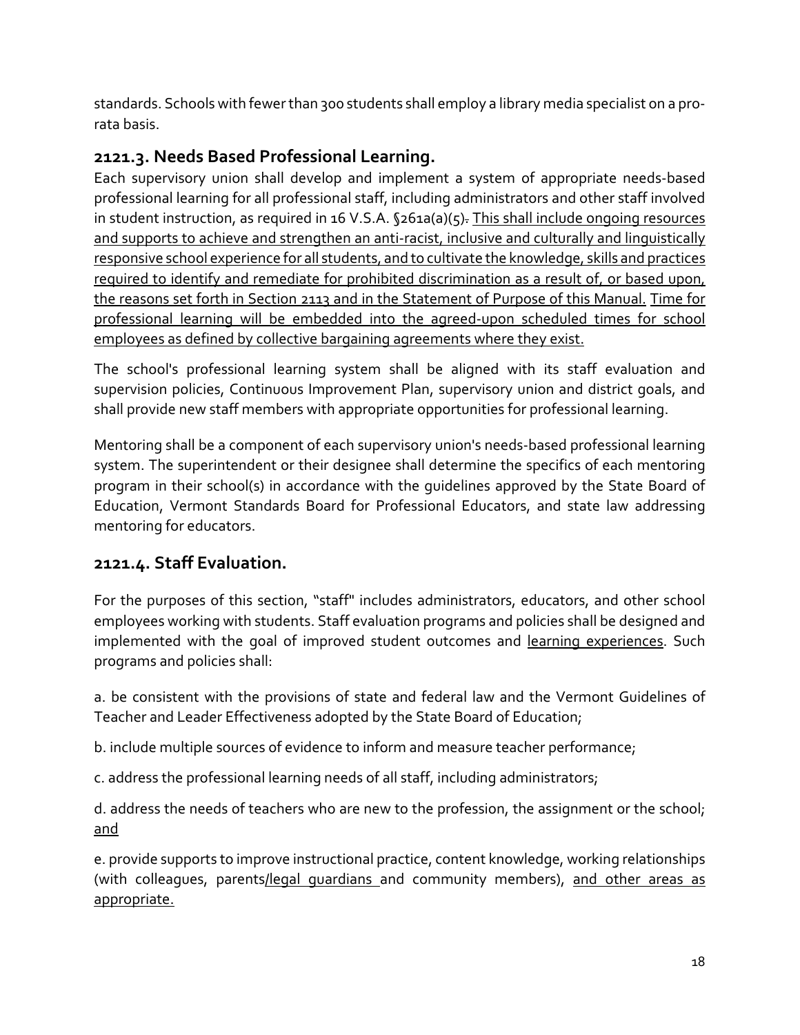standards. Schools with fewer than 300 students shall employ a library media specialist on a pro-rata basis.

### 2121.3. Needs Based Professional Learning.

Each supervisory union shall develop and implement a system of appropriate needs-based professional learning for all professional staff, including administrators and other staff involved in student instruction, as required in 16 V.S.A. §261a(a)(5). This shall include ongoing resources and supports to achieve and strengthen an anti-racist, inclusive and culturally and linguistically responsive school experience for all students, and to cultivate the knowledge, skills and practices required to identify and remediate for prohibited discrimination as a result of, or based upon, the reasons set forth in Section 2113 and in the Statement of Purpose of this Manual. Time for professional learning will be embedded into the agreed-upon scheduled times for school employees as defined by collective bargaining agreements where they exist.

The school's professional learning system shall be aligned with its staff evaluation and supervision policies, Continuous Improvement Plan, supervisory union and district goals, and shall provide new staff members with appropriate opportunities for professional learning.

Mentoring shall be a component of each supervisory union's needs-based professional learning system. The superintendent or their designee shall determine the specifics of each mentoring program in their school(s) in accordance with the guidelines approved by the State Board of Education, Vermont Standards Board for Professional Educators, and state law addressing mentoring for educators.

### 2121.4. Staff Evaluation.

For the purposes of this section, "staff" includes administrators, educators, and other school employees working with students. Staff evaluation programs and policies shall be designed and implemented with the goal of improved student outcomes and learning experiences. Such programs and policies shall:

a. be consistent with the provisions of state and federal law and the Vermont Guidelines of Teacher and Leader Effectiveness adopted by the State Board of Education;

b. include multiple sources of evidence to inform and measure teacher performance;

c. address the professional learning needs of all staff, including administrators;

d. address the needs of teachers who are new to the profession, the assignment or the school; and

e. provide supports to improve instructional practice, content knowledge, working relationships (with colleagues, parents/legal guardians and community members), and other areas as appropriate.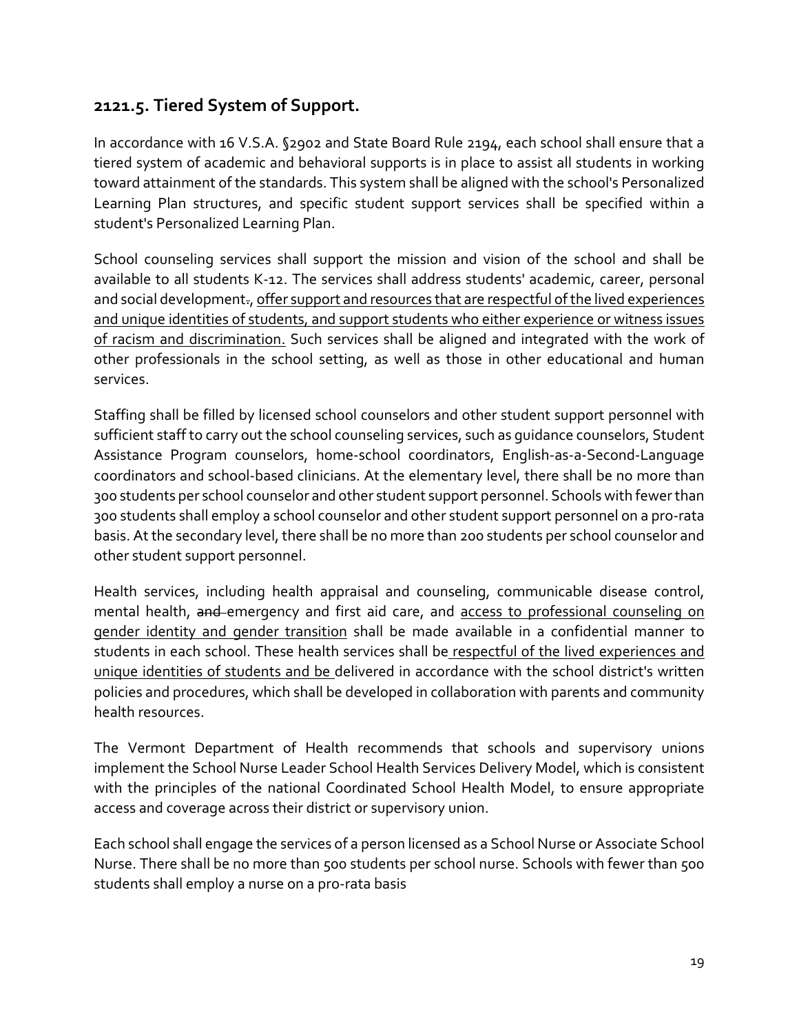## 2121.5. Tiered System of Support.

In accordance with 16 V.S.A. §2902 and State Board Rule 2194, each school shall ensure that a tiered system of academic and behavioral supports is in place to assist all students in working toward attainment of the standards. This system shall be aligned with the school's Personalized Learning Plan structures, and specific student support services shall be specified within a student's Personalized Learning Plan.

School counseling services shall support the mission and vision of the school and shall be available to all students K-12. The services shall address students' academic, career, personal and social development~~.~~<u>, offer support and resources that are respectful of the lived experiences and unique identities of students, and support students who either experience or witness issues of racism and discrimination.</u> Such services shall be aligned and integrated with the work of other professionals in the school setting, as well as those in other educational and human services.

Staffing shall be filled by licensed school counselors and other student support personnel with sufficient staff to carry out the school counseling services, such as guidance counselors, Student Assistance Program counselors, home-school coordinators, English-as-a-Second-Language coordinators and school-based clinicians. At the elementary level, there shall be no more than 300 students per school counselor and other student support personnel. Schools with fewer than 300 students shall employ a school counselor and other student support personnel on a pro-rata basis. At the secondary level, there shall be no more than 200 students per school counselor and other student support personnel.

Health services, including health appraisal and counseling, communicable disease control, mental health, ~~and~~ emergency and first aid care, and <u>access to professional counseling on gender identity and gender transition</u> shall be made available in a confidential manner to students in each school. These health services shall be <u>respectful of the lived experiences and unique identities of students and be</u> delivered in accordance with the school district's written policies and procedures, which shall be developed in collaboration with parents and community health resources.

The Vermont Department of Health recommends that schools and supervisory unions implement the School Nurse Leader School Health Services Delivery Model, which is consistent with the principles of the national Coordinated School Health Model, to ensure appropriate access and coverage across their district or supervisory union.

Each school shall engage the services of a person licensed as a School Nurse or Associate School Nurse. There shall be no more than 500 students per school nurse. Schools with fewer than 500 students shall employ a nurse on a pro-rata basis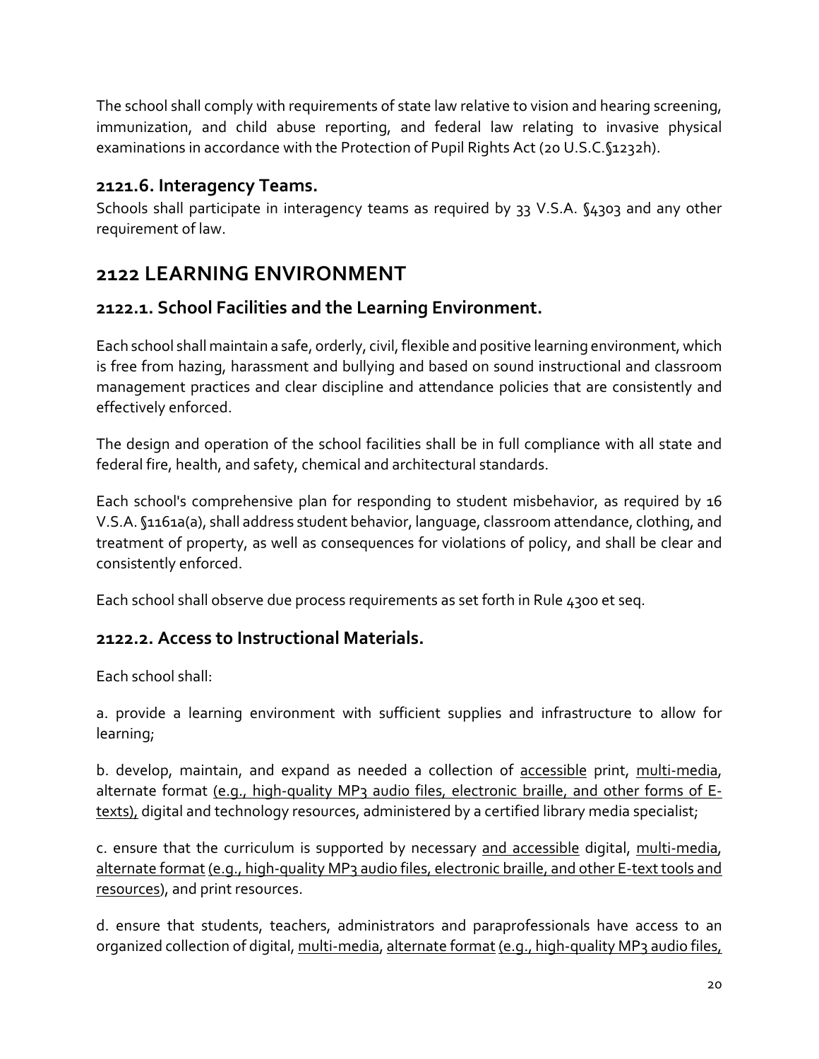The school shall comply with requirements of state law relative to vision and hearing screening, immunization, and child abuse reporting, and federal law relating to invasive physical examinations in accordance with the Protection of Pupil Rights Act (20 U.S.C.§1232h).

### 2121.6. Interagency Teams.

Schools shall participate in interagency teams as required by 33 V.S.A. §4303 and any other requirement of law.

## 2122 LEARNING ENVIRONMENT

### 2122.1. School Facilities and the Learning Environment.

Each school shall maintain a safe, orderly, civil, flexible and positive learning environment, which is free from hazing, harassment and bullying and based on sound instructional and classroom management practices and clear discipline and attendance policies that are consistently and effectively enforced.

The design and operation of the school facilities shall be in full compliance with all state and federal fire, health, and safety, chemical and architectural standards.

Each school's comprehensive plan for responding to student misbehavior, as required by 16 V.S.A. §1161a(a), shall address student behavior, language, classroom attendance, clothing, and treatment of property, as well as consequences for violations of policy, and shall be clear and consistently enforced.

Each school shall observe due process requirements as set forth in Rule 4300 et seq.

### 2122.2. Access to Instructional Materials.

Each school shall:

a. provide a learning environment with sufficient supplies and infrastructure to allow for learning;

b. develop, maintain, and expand as needed a collection of <u>accessible</u> print, <u>multi-media</u>, alternate format <u>(e.g., high-quality MP3 audio files, electronic braille, and other forms of E-texts),</u> digital and technology resources, administered by a certified library media specialist;

c. ensure that the curriculum is supported by necessary <u>and accessible</u> digital, <u>multi-media</u>, <u>alternate format</u> <u>(e.g., high-quality MP3 audio files, electronic braille, and other E-text tools and resources)</u>, and print resources.

d. ensure that students, teachers, administrators and paraprofessionals have access to an organized collection of digital, <u>multi-media</u>, <u>alternate format</u> <u>(e.g., high-quality MP3 audio files,</u>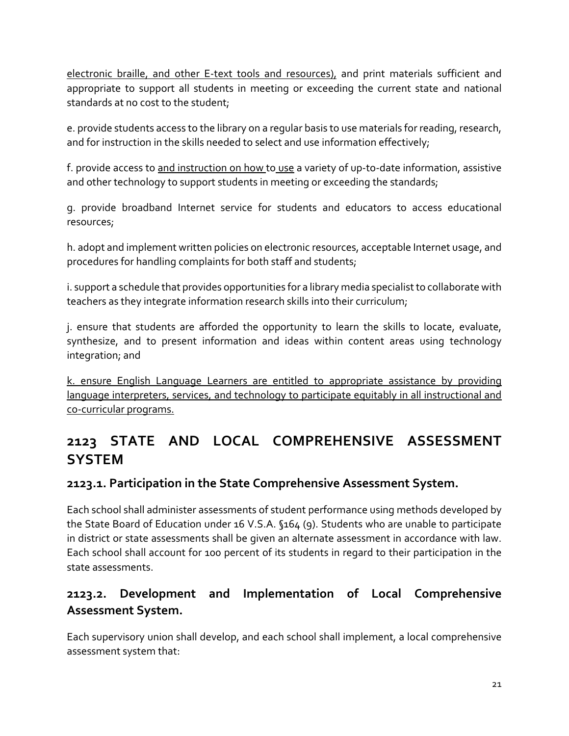electronic braille, and other E-text tools and resources), and print materials sufficient and appropriate to support all students in meeting or exceeding the current state and national standards at no cost to the student;

e. provide students access to the library on a regular basis to use materials for reading, research, and for instruction in the skills needed to select and use information effectively;

f. provide access to and instruction on how to use a variety of up-to-date information, assistive and other technology to support students in meeting or exceeding the standards;

g. provide broadband Internet service for students and educators to access educational resources;

h. adopt and implement written policies on electronic resources, acceptable Internet usage, and procedures for handling complaints for both staff and students;

i. support a schedule that provides opportunities for a library media specialist to collaborate with teachers as they integrate information research skills into their curriculum;

j. ensure that students are afforded the opportunity to learn the skills to locate, evaluate, synthesize, and to present information and ideas within content areas using technology integration; and

k. ensure English Language Learners are entitled to appropriate assistance by providing language interpreters, services, and technology to participate equitably in all instructional and co-curricular programs.

## 2123 STATE AND LOCAL COMPREHENSIVE ASSESSMENT SYSTEM

### 2123.1. Participation in the State Comprehensive Assessment System.

Each school shall administer assessments of student performance using methods developed by the State Board of Education under 16 V.S.A. §164 (9). Students who are unable to participate in district or state assessments shall be given an alternate assessment in accordance with law. Each school shall account for 100 percent of its students in regard to their participation in the state assessments.

### 2123.2. Development and Implementation of Local Comprehensive Assessment System.

Each supervisory union shall develop, and each school shall implement, a local comprehensive assessment system that: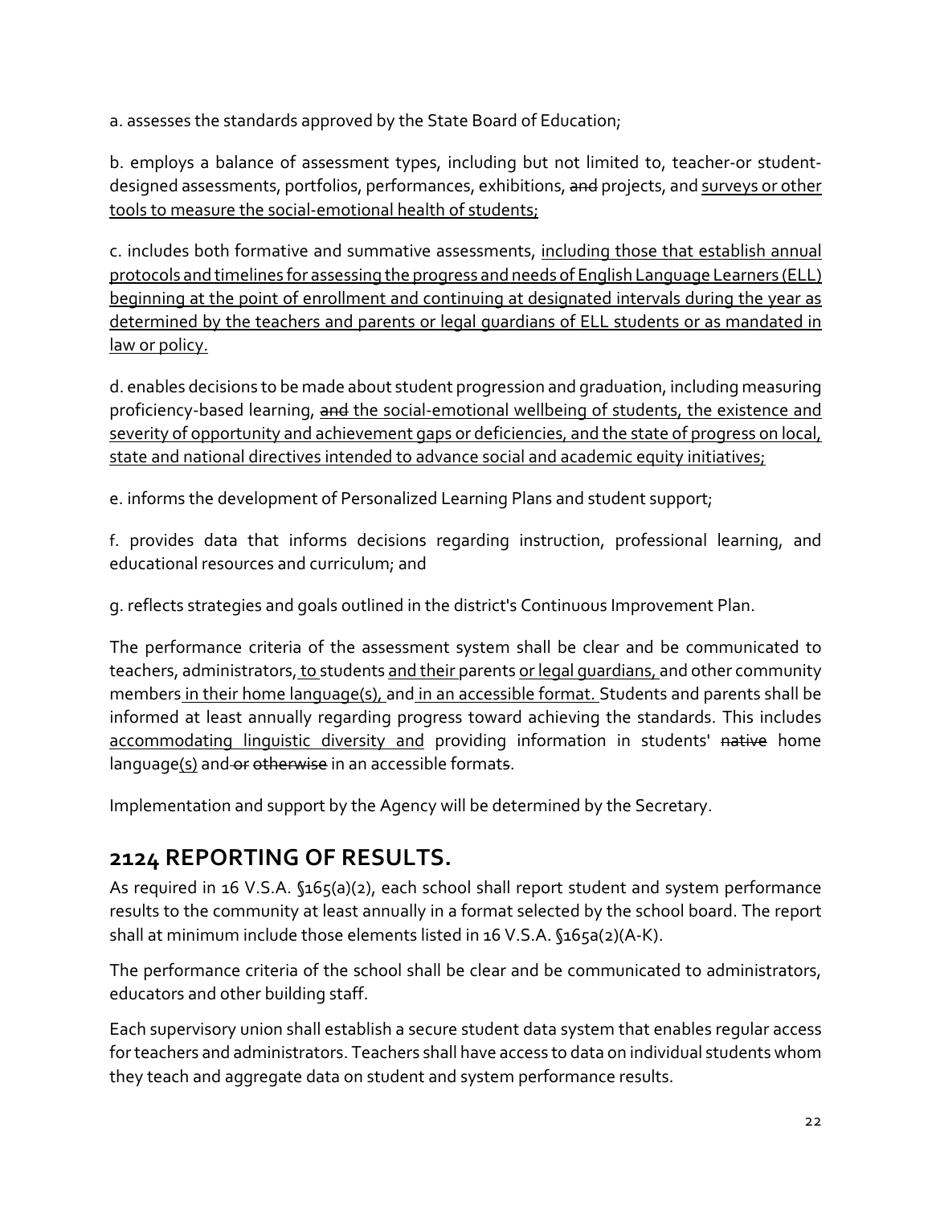a. assesses the standards approved by the State Board of Education;

b. employs a balance of assessment types, including but not limited to, teacher-or student-designed assessments, portfolios, performances, exhibitions, ~~and~~ projects, and <u>surveys or other tools to measure the social-emotional health of students;</u>

c. includes both formative and summative assessments, <u>including those that establish annual protocols and timelines for assessing the progress and needs of English Language Learners (ELL) beginning at the point of enrollment and continuing at designated intervals during the year as determined by the teachers and parents or legal guardians of ELL students or as mandated in law or policy.</u>

d. enables decisions to be made about student progression and graduation, including measuring proficiency-based learning, ~~and~~ <u>the social-emotional wellbeing of students, the existence and severity of opportunity and achievement gaps or deficiencies, and the state of progress on local, state and national directives intended to advance social and academic equity initiatives;</u>

e. informs the development of Personalized Learning Plans and student support;

f. provides data that informs decisions regarding instruction, professional learning, and educational resources and curriculum; and

g. reflects strategies and goals outlined in the district's Continuous Improvement Plan.

The performance criteria of the assessment system shall be clear and be communicated to teachers, administrators<u>, to</u> students <u>and their</u> parents <u>or legal guardians,</u> and other community members <u>in their home language(s),</u> and <u>in an accessible format.</u> Students and parents shall be informed at least annually regarding progress toward achieving the standards. This includes <u>accommodating linguistic diversity and</u> providing information in students' ~~native~~ home language<u>(s)</u> and ~~or otherwise~~ in an accessible format~~s~~.

Implementation and support by the Agency will be determined by the Secretary.

## 2124 REPORTING OF RESULTS.

As required in 16 V.S.A. §165(a)(2), each school shall report student and system performance results to the community at least annually in a format selected by the school board. The report shall at minimum include those elements listed in 16 V.S.A. §165a(2)(A-K).

The performance criteria of the school shall be clear and be communicated to administrators, educators and other building staff.

Each supervisory union shall establish a secure student data system that enables regular access for teachers and administrators. Teachers shall have access to data on individual students whom they teach and aggregate data on student and system performance results.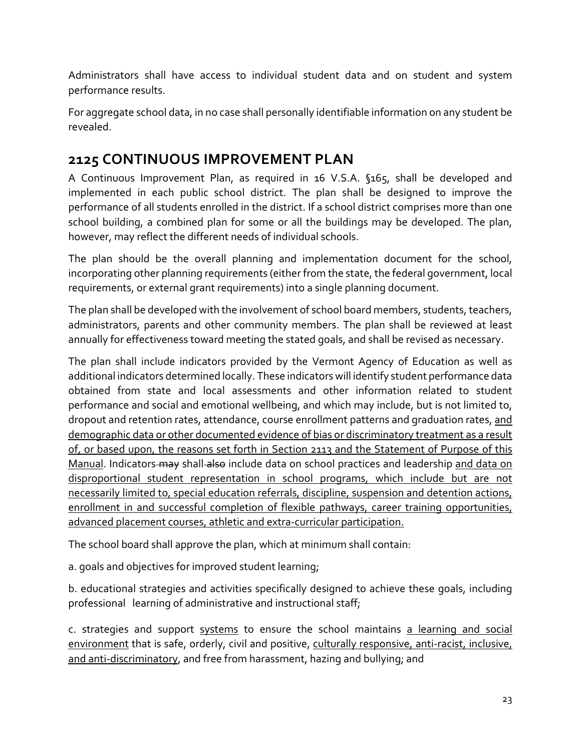Administrators shall have access to individual student data and on student and system performance results.

For aggregate school data, in no case shall personally identifiable information on any student be revealed.

## 2125 CONTINUOUS IMPROVEMENT PLAN

A Continuous Improvement Plan, as required in 16 V.S.A. §165, shall be developed and implemented in each public school district. The plan shall be designed to improve the performance of all students enrolled in the district. If a school district comprises more than one school building, a combined plan for some or all the buildings may be developed. The plan, however, may reflect the different needs of individual schools.

The plan should be the overall planning and implementation document for the school, incorporating other planning requirements (either from the state, the federal government, local requirements, or external grant requirements) into a single planning document.

The plan shall be developed with the involvement of school board members, students, teachers, administrators, parents and other community members. The plan shall be reviewed at least annually for effectiveness toward meeting the stated goals, and shall be revised as necessary.

The plan shall include indicators provided by the Vermont Agency of Education as well as additional indicators determined locally. These indicators will identify student performance data obtained from state and local assessments and other information related to student performance and social and emotional wellbeing, and which may include, but is not limited to, dropout and retention rates, attendance, course enrollment patterns and graduation rates, <u>and demographic data or other documented evidence of bias or discriminatory treatment as a result of, or based upon, the reasons set forth in Section 2113 and the Statement of Purpose of this Manual</u>. Indicators ~~may~~ shall ~~also~~ include data on school practices and leadership <u>and data on disproportional student representation in school programs, which include but are not necessarily limited to, special education referrals, discipline, suspension and detention actions, enrollment in and successful completion of flexible pathways, career training opportunities, advanced placement courses, athletic and extra-curricular participation.</u>

The school board shall approve the plan, which at minimum shall contain:

a. goals and objectives for improved student learning;

b. educational strategies and activities specifically designed to achieve these goals, including professional learning of administrative and instructional staff;

c. strategies and support <u>systems</u> to ensure the school maintains <u>a learning and social environment</u> that is safe, orderly, civil and positive, <u>culturally responsive, anti-racist, inclusive, and anti-discriminatory</u>, and free from harassment, hazing and bullying; and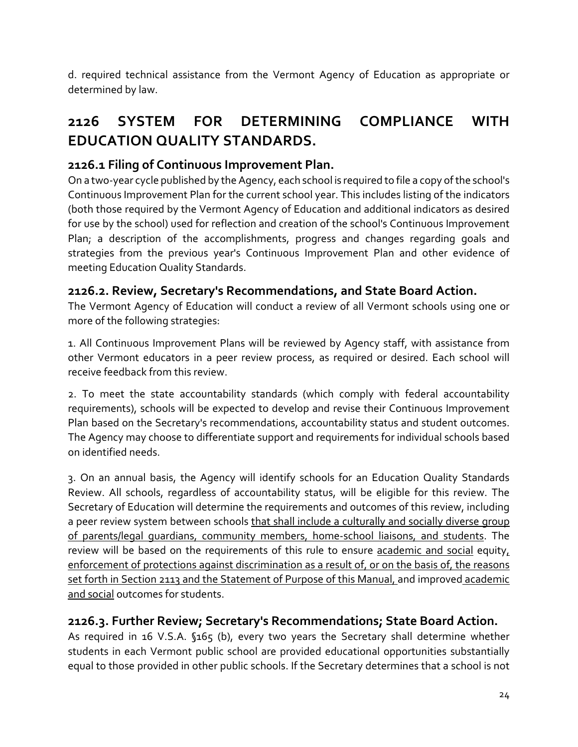d. required technical assistance from the Vermont Agency of Education as appropriate or determined by law.

# 2126 SYSTEM FOR DETERMINING COMPLIANCE WITH EDUCATION QUALITY STANDARDS.

## 2126.1 Filing of Continuous Improvement Plan.

On a two-year cycle published by the Agency, each school is required to file a copy of the school's Continuous Improvement Plan for the current school year. This includes listing of the indicators (both those required by the Vermont Agency of Education and additional indicators as desired for use by the school) used for reflection and creation of the school's Continuous Improvement Plan; a description of the accomplishments, progress and changes regarding goals and strategies from the previous year's Continuous Improvement Plan and other evidence of meeting Education Quality Standards.

## 2126.2. Review, Secretary's Recommendations, and State Board Action.

The Vermont Agency of Education will conduct a review of all Vermont schools using one or more of the following strategies:

1. All Continuous Improvement Plans will be reviewed by Agency staff, with assistance from other Vermont educators in a peer review process, as required or desired. Each school will receive feedback from this review.

2. To meet the state accountability standards (which comply with federal accountability requirements), schools will be expected to develop and revise their Continuous Improvement Plan based on the Secretary's recommendations, accountability status and student outcomes. The Agency may choose to differentiate support and requirements for individual schools based on identified needs.

3. On an annual basis, the Agency will identify schools for an Education Quality Standards Review. All schools, regardless of accountability status, will be eligible for this review. The Secretary of Education will determine the requirements and outcomes of this review, including a peer review system between schools <u>that shall include a culturally and socially diverse group of parents/legal guardians, community members, home-school liaisons, and students</u>. The review will be based on the requirements of this rule to ensure <u>academic and social</u> equity<u>, enforcement of protections against discrimination as a result of, or on the basis of, the reasons set forth in Section 2113 and the Statement of Purpose of this Manual,</u> and improved <u>academic and social</u> outcomes for students.

## 2126.3. Further Review; Secretary's Recommendations; State Board Action.

As required in 16 V.S.A. §165 (b), every two years the Secretary shall determine whether students in each Vermont public school are provided educational opportunities substantially equal to those provided in other public schools. If the Secretary determines that a school is not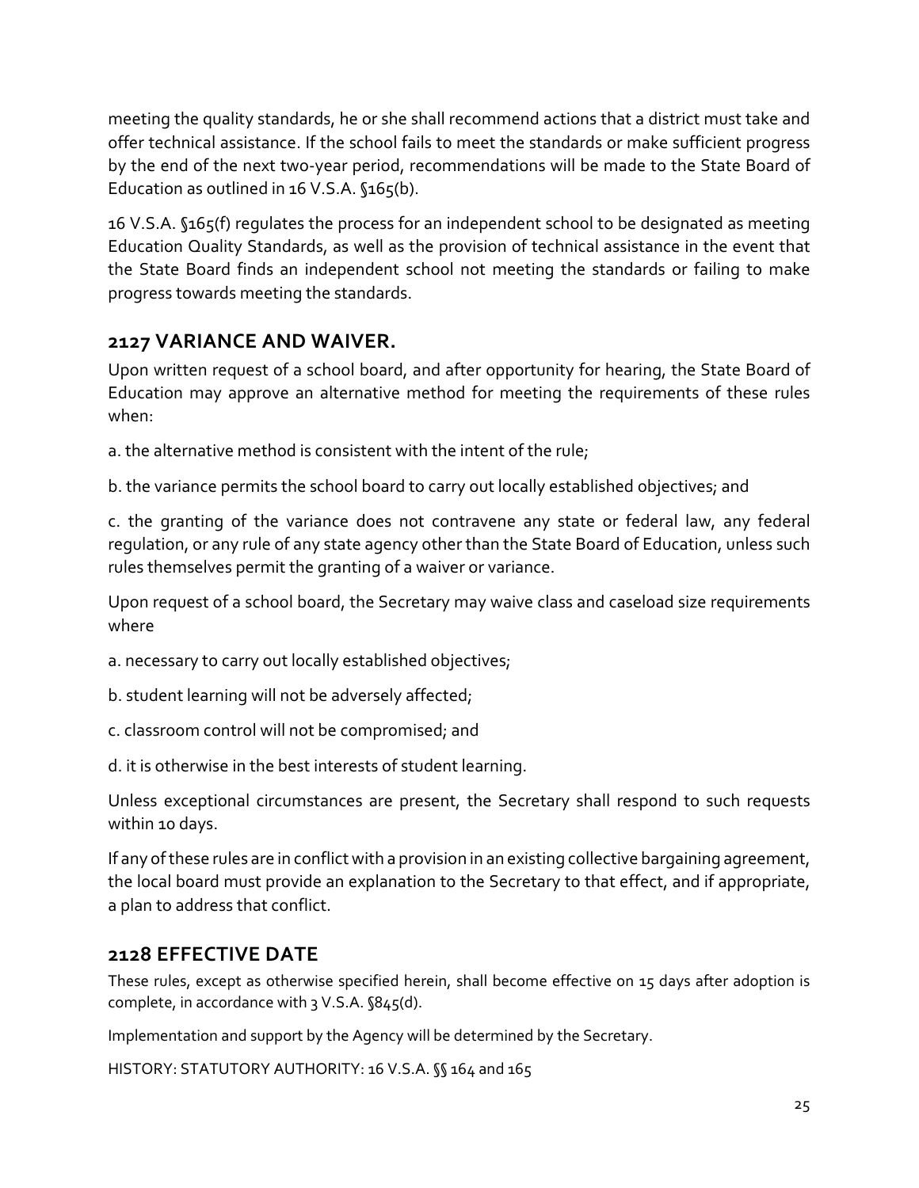meeting the quality standards, he or she shall recommend actions that a district must take and offer technical assistance. If the school fails to meet the standards or make sufficient progress by the end of the next two-year period, recommendations will be made to the State Board of Education as outlined in 16 V.S.A. §165(b).

16 V.S.A. §165(f) regulates the process for an independent school to be designated as meeting Education Quality Standards, as well as the provision of technical assistance in the event that the State Board finds an independent school not meeting the standards or failing to make progress towards meeting the standards.

## 2127 VARIANCE AND WAIVER.

Upon written request of a school board, and after opportunity for hearing, the State Board of Education may approve an alternative method for meeting the requirements of these rules when:

a. the alternative method is consistent with the intent of the rule;

b. the variance permits the school board to carry out locally established objectives; and

c. the granting of the variance does not contravene any state or federal law, any federal regulation, or any rule of any state agency other than the State Board of Education, unless such rules themselves permit the granting of a waiver or variance.

Upon request of a school board, the Secretary may waive class and caseload size requirements where

a. necessary to carry out locally established objectives;

b. student learning will not be adversely affected;

c. classroom control will not be compromised; and

d. it is otherwise in the best interests of student learning.

Unless exceptional circumstances are present, the Secretary shall respond to such requests within 10 days.

If any of these rules are in conflict with a provision in an existing collective bargaining agreement, the local board must provide an explanation to the Secretary to that effect, and if appropriate, a plan to address that conflict.

## 2128 EFFECTIVE DATE

These rules, except as otherwise specified herein, shall become effective on 15 days after adoption is complete, in accordance with 3 V.S.A. §845(d).

Implementation and support by the Agency will be determined by the Secretary.

HISTORY: STATUTORY AUTHORITY: 16 V.S.A. §§ 164 and 165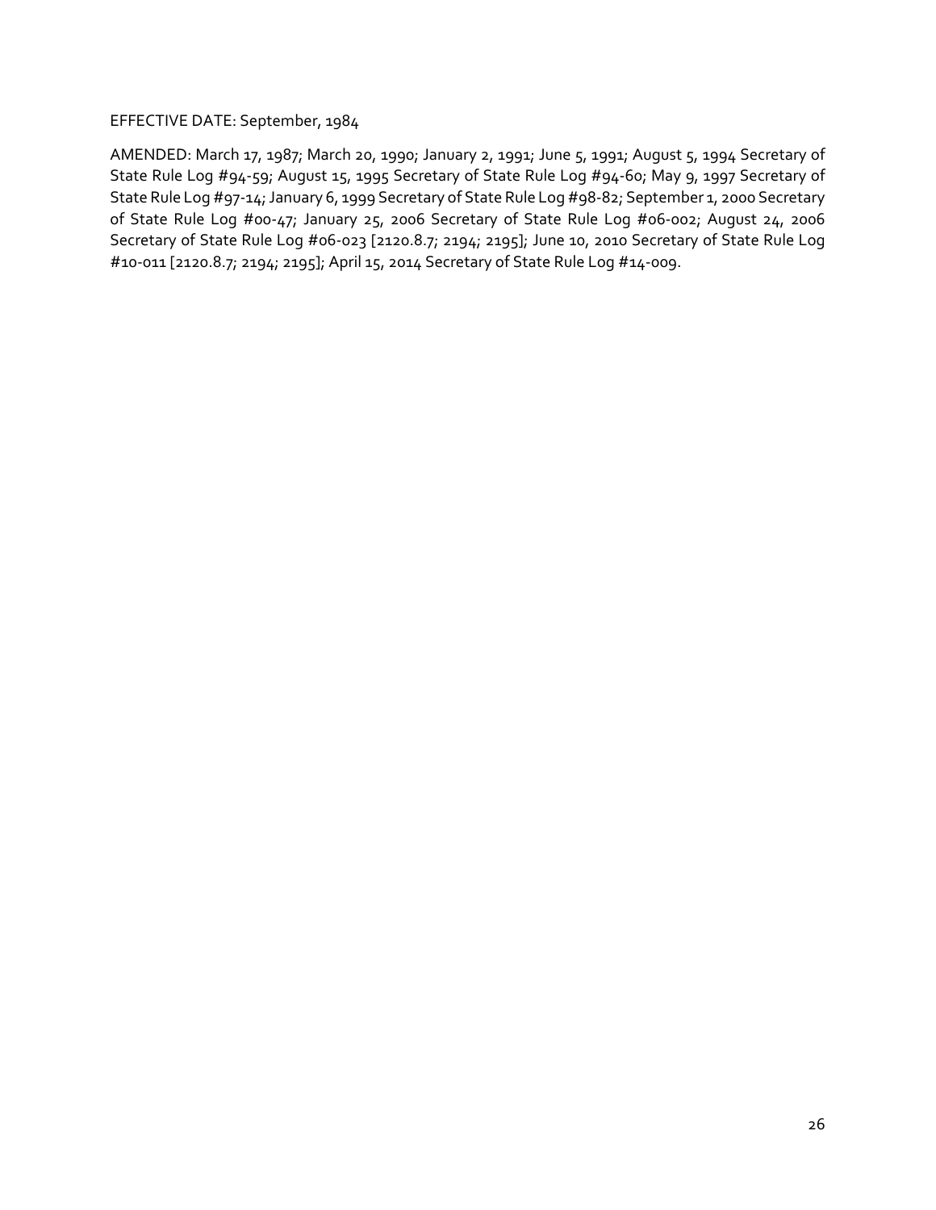EFFECTIVE DATE: September, 1984

AMENDED: March 17, 1987; March 20, 1990; January 2, 1991; June 5, 1991; August 5, 1994 Secretary of State Rule Log #94-59; August 15, 1995 Secretary of State Rule Log #94-60; May 9, 1997 Secretary of State Rule Log #97-14; January 6, 1999 Secretary of State Rule Log #98-82; September 1, 2000 Secretary of State Rule Log #00-47; January 25, 2006 Secretary of State Rule Log #06-002; August 24, 2006 Secretary of State Rule Log #06-023 [2120.8.7; 2194; 2195]; June 10, 2010 Secretary of State Rule Log #10-011 [2120.8.7; 2194; 2195]; April 15, 2014 Secretary of State Rule Log #14-009.